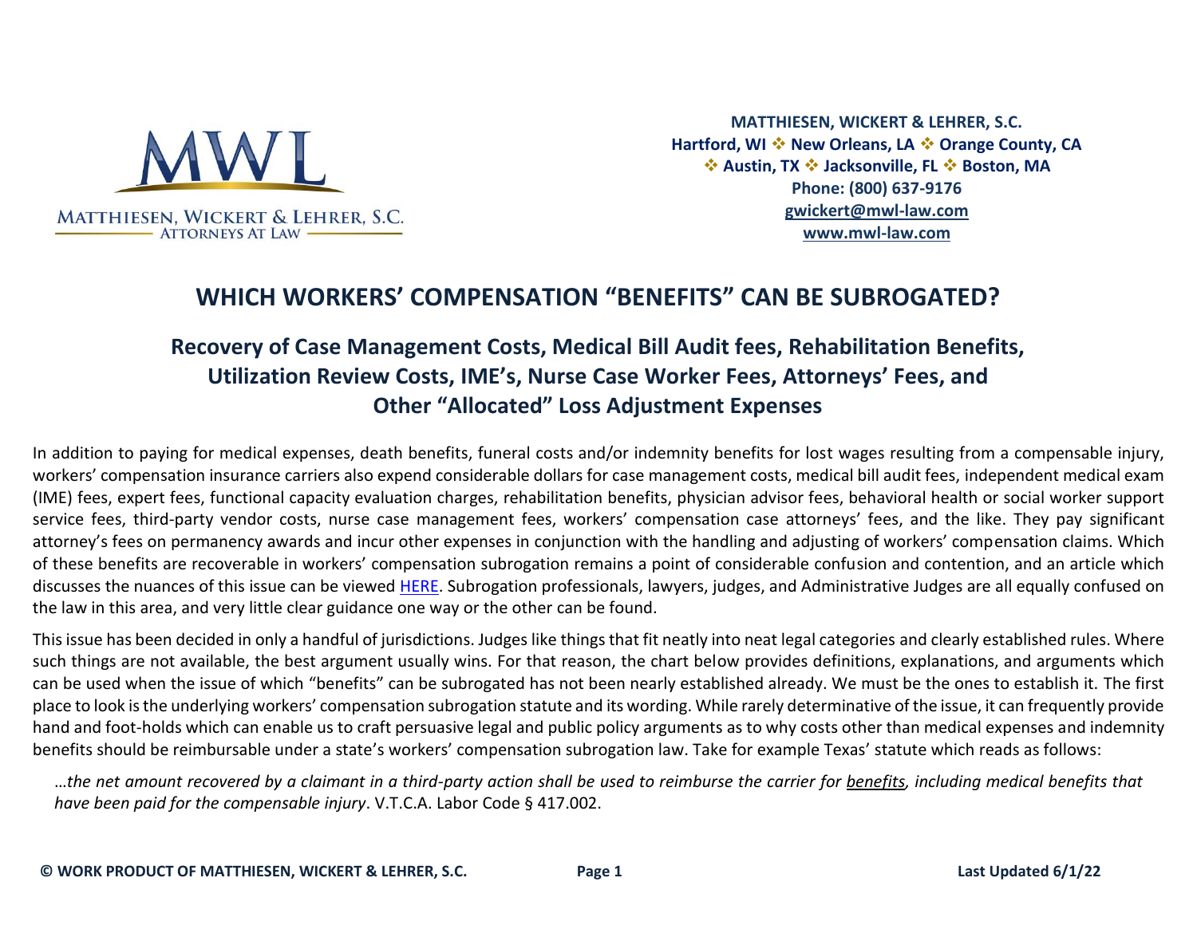MATTHIESEN, WICKERT & LEHRER, S.C.
ATTORNEYS AT LAW

**MATTHIESEN, WICKERT & LEHRER, S.C.**
**Hartford, WI ❖ New Orleans, LA ❖ Orange County, CA**
**❖ Austin, TX ❖ Jacksonville, FL ❖ Boston, MA**
**Phone: (800) 637-9176**
**gwickert@mwl-law.com**
**www.mwl-law.com**

# WHICH WORKERS' COMPENSATION "BENEFITS" CAN BE SUBROGATED?

## Recovery of Case Management Costs, Medical Bill Audit fees, Rehabilitation Benefits, Utilization Review Costs, IME's, Nurse Case Worker Fees, Attorneys' Fees, and Other "Allocated" Loss Adjustment Expenses

In addition to paying for medical expenses, death benefits, funeral costs and/or indemnity benefits for lost wages resulting from a compensable injury, workers' compensation insurance carriers also expend considerable dollars for case management costs, medical bill audit fees, independent medical exam (IME) fees, expert fees, functional capacity evaluation charges, rehabilitation benefits, physician advisor fees, behavioral health or social worker support service fees, third-party vendor costs, nurse case management fees, workers' compensation case attorneys' fees, and the like. They pay significant attorney's fees on permanency awards and incur other expenses in conjunction with the handling and adjusting of workers' compensation claims. Which of these benefits are recoverable in workers' compensation subrogation remains a point of considerable confusion and contention, and an article which discusses the nuances of this issue can be viewed HERE. Subrogation professionals, lawyers, judges, and Administrative Judges are all equally confused on the law in this area, and very little clear guidance one way or the other can be found.

This issue has been decided in only a handful of jurisdictions. Judges like things that fit neatly into neat legal categories and clearly established rules. Where such things are not available, the best argument usually wins. For that reason, the chart below provides definitions, explanations, and arguments which can be used when the issue of which "benefits" can be subrogated has not been nearly established already. We must be the ones to establish it. The first place to look is the underlying workers' compensation subrogation statute and its wording. While rarely determinative of the issue, it can frequently provide hand and foot-holds which can enable us to craft persuasive legal and public policy arguments as to why costs other than medical expenses and indemnity benefits should be reimbursable under a state's workers' compensation subrogation law. Take for example Texas' statute which reads as follows:

> *…the net amount recovered by a claimant in a third-party action shall be used to reimburse the carrier for benefits, including medical benefits that have been paid for the compensable injury*. V.T.C.A. Labor Code § 417.002.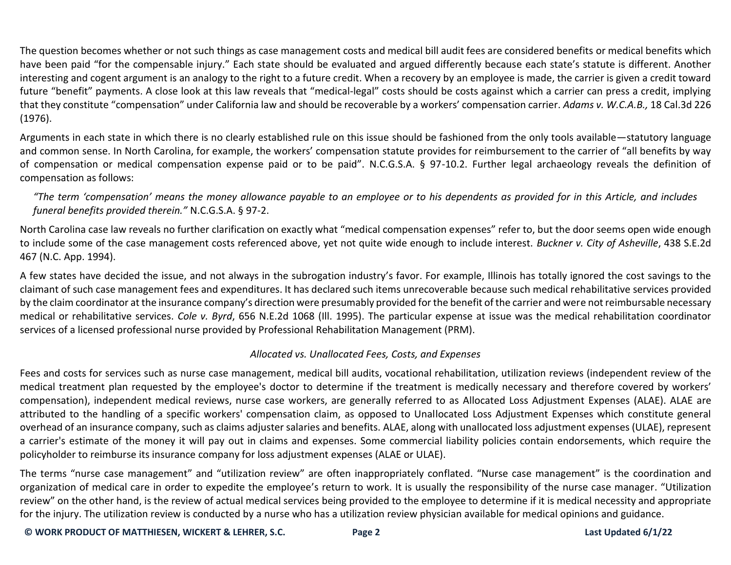The question becomes whether or not such things as case management costs and medical bill audit fees are considered benefits or medical benefits which have been paid "for the compensable injury." Each state should be evaluated and argued differently because each state's statute is different. Another interesting and cogent argument is an analogy to the right to a future credit. When a recovery by an employee is made, the carrier is given a credit toward future "benefit" payments. A close look at this law reveals that "medical-legal" costs should be costs against which a carrier can press a credit, implying that they constitute "compensation" under California law and should be recoverable by a workers' compensation carrier. *Adams v. W.C.A.B.,* 18 Cal.3d 226 (1976).

Arguments in each state in which there is no clearly established rule on this issue should be fashioned from the only tools available—statutory language and common sense. In North Carolina, for example, the workers' compensation statute provides for reimbursement to the carrier of "all benefits by way of compensation or medical compensation expense paid or to be paid". N.C.G.S.A. § 97-10.2. Further legal archaeology reveals the definition of compensation as follows:

> *"The term 'compensation' means the money allowance payable to an employee or to his dependents as provided for in this Article, and includes funeral benefits provided therein."* N.C.G.S.A. § 97-2.

North Carolina case law reveals no further clarification on exactly what "medical compensation expenses" refer to, but the door seems open wide enough to include some of the case management costs referenced above, yet not quite wide enough to include interest. *Buckner v. City of Asheville*, 438 S.E.2d 467 (N.C. App. 1994).

A few states have decided the issue, and not always in the subrogation industry's favor. For example, Illinois has totally ignored the cost savings to the claimant of such case management fees and expenditures. It has declared such items unrecoverable because such medical rehabilitative services provided by the claim coordinator at the insurance company's direction were presumably provided for the benefit of the carrier and were not reimbursable necessary medical or rehabilitative services. *Cole v. Byrd*, 656 N.E.2d 1068 (Ill. 1995). The particular expense at issue was the medical rehabilitation coordinator services of a licensed professional nurse provided by Professional Rehabilitation Management (PRM).

### *Allocated vs. Unallocated Fees, Costs, and Expenses*

Fees and costs for services such as nurse case management, medical bill audits, vocational rehabilitation, utilization reviews (independent review of the medical treatment plan requested by the employee's doctor to determine if the treatment is medically necessary and therefore covered by workers' compensation), independent medical reviews, nurse case workers, are generally referred to as Allocated Loss Adjustment Expenses (ALAE). ALAE are attributed to the handling of a specific workers' compensation claim, as opposed to Unallocated Loss Adjustment Expenses which constitute general overhead of an insurance company, such as claims adjuster salaries and benefits. ALAE, along with unallocated loss adjustment expenses (ULAE), represent a carrier's estimate of the money it will pay out in claims and expenses. Some commercial liability policies contain endorsements, which require the policyholder to reimburse its insurance company for loss adjustment expenses (ALAE or ULAE).

The terms "nurse case management" and "utilization review" are often inappropriately conflated. "Nurse case management" is the coordination and organization of medical care in order to expedite the employee's return to work. It is usually the responsibility of the nurse case manager. "Utilization review" on the other hand, is the review of actual medical services being provided to the employee to determine if it is medical necessity and appropriate for the injury. The utilization review is conducted by a nurse who has a utilization review physician available for medical opinions and guidance.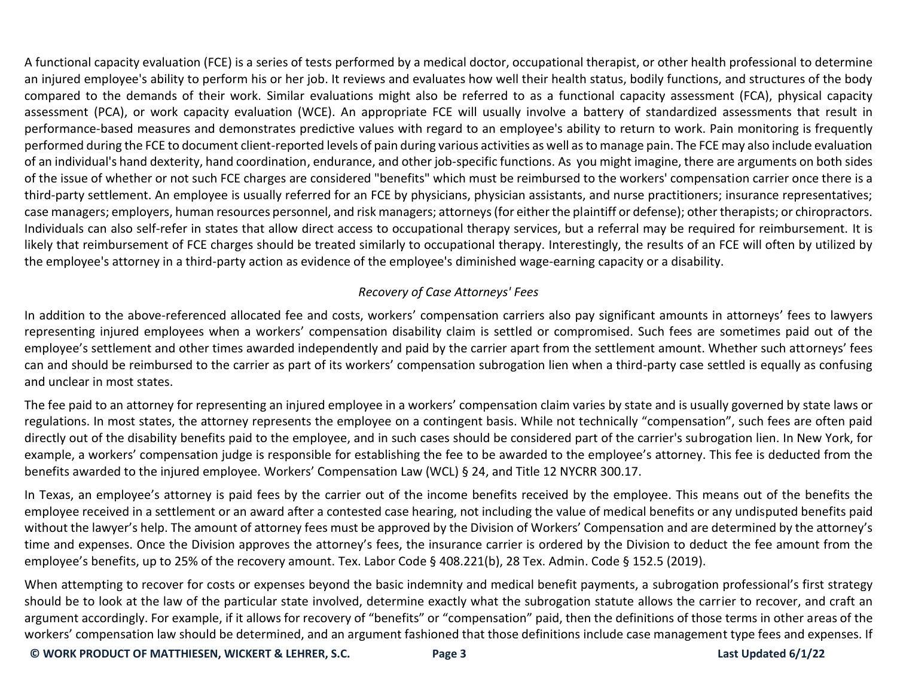A functional capacity evaluation (FCE) is a series of tests performed by a medical doctor, occupational therapist, or other health professional to determine an injured employee's ability to perform his or her job. It reviews and evaluates how well their health status, bodily functions, and structures of the body compared to the demands of their work. Similar evaluations might also be referred to as a functional capacity assessment (FCA), physical capacity assessment (PCA), or work capacity evaluation (WCE). An appropriate FCE will usually involve a battery of standardized assessments that result in performance-based measures and demonstrates predictive values with regard to an employee's ability to return to work. Pain monitoring is frequently performed during the FCE to document client-reported levels of pain during various activities as well as to manage pain. The FCE may also include evaluation of an individual's hand dexterity, hand coordination, endurance, and other job-specific functions. As you might imagine, there are arguments on both sides of the issue of whether or not such FCE charges are considered "benefits" which must be reimbursed to the workers' compensation carrier once there is a third-party settlement. An employee is usually referred for an FCE by physicians, physician assistants, and nurse practitioners; insurance representatives; case managers; employers, human resources personnel, and risk managers; attorneys (for either the plaintiff or defense); other therapists; or chiropractors. Individuals can also self-refer in states that allow direct access to occupational therapy services, but a referral may be required for reimbursement. It is likely that reimbursement of FCE charges should be treated similarly to occupational therapy. Interestingly, the results of an FCE will often by utilized by the employee's attorney in a third-party action as evidence of the employee's diminished wage-earning capacity or a disability.

*Recovery of Case Attorneys' Fees*

In addition to the above-referenced allocated fee and costs, workers' compensation carriers also pay significant amounts in attorneys' fees to lawyers representing injured employees when a workers' compensation disability claim is settled or compromised. Such fees are sometimes paid out of the employee's settlement and other times awarded independently and paid by the carrier apart from the settlement amount. Whether such attorneys' fees can and should be reimbursed to the carrier as part of its workers' compensation subrogation lien when a third-party case settled is equally as confusing and unclear in most states.

The fee paid to an attorney for representing an injured employee in a workers' compensation claim varies by state and is usually governed by state laws or regulations. In most states, the attorney represents the employee on a contingent basis. While not technically "compensation", such fees are often paid directly out of the disability benefits paid to the employee, and in such cases should be considered part of the carrier's subrogation lien. In New York, for example, a workers' compensation judge is responsible for establishing the fee to be awarded to the employee's attorney. This fee is deducted from the benefits awarded to the injured employee. Workers' Compensation Law (WCL) § 24, and Title 12 NYCRR 300.17.

In Texas, an employee's attorney is paid fees by the carrier out of the income benefits received by the employee. This means out of the benefits the employee received in a settlement or an award after a contested case hearing, not including the value of medical benefits or any undisputed benefits paid without the lawyer's help. The amount of attorney fees must be approved by the Division of Workers' Compensation and are determined by the attorney's time and expenses. Once the Division approves the attorney's fees, the insurance carrier is ordered by the Division to deduct the fee amount from the employee's benefits, up to 25% of the recovery amount. Tex. Labor Code § 408.221(b), 28 Tex. Admin. Code § 152.5 (2019).

When attempting to recover for costs or expenses beyond the basic indemnity and medical benefit payments, a subrogation professional's first strategy should be to look at the law of the particular state involved, determine exactly what the subrogation statute allows the carrier to recover, and craft an argument accordingly. For example, if it allows for recovery of "benefits" or "compensation" paid, then the definitions of those terms in other areas of the workers' compensation law should be determined, and an argument fashioned that those definitions include case management type fees and expenses. If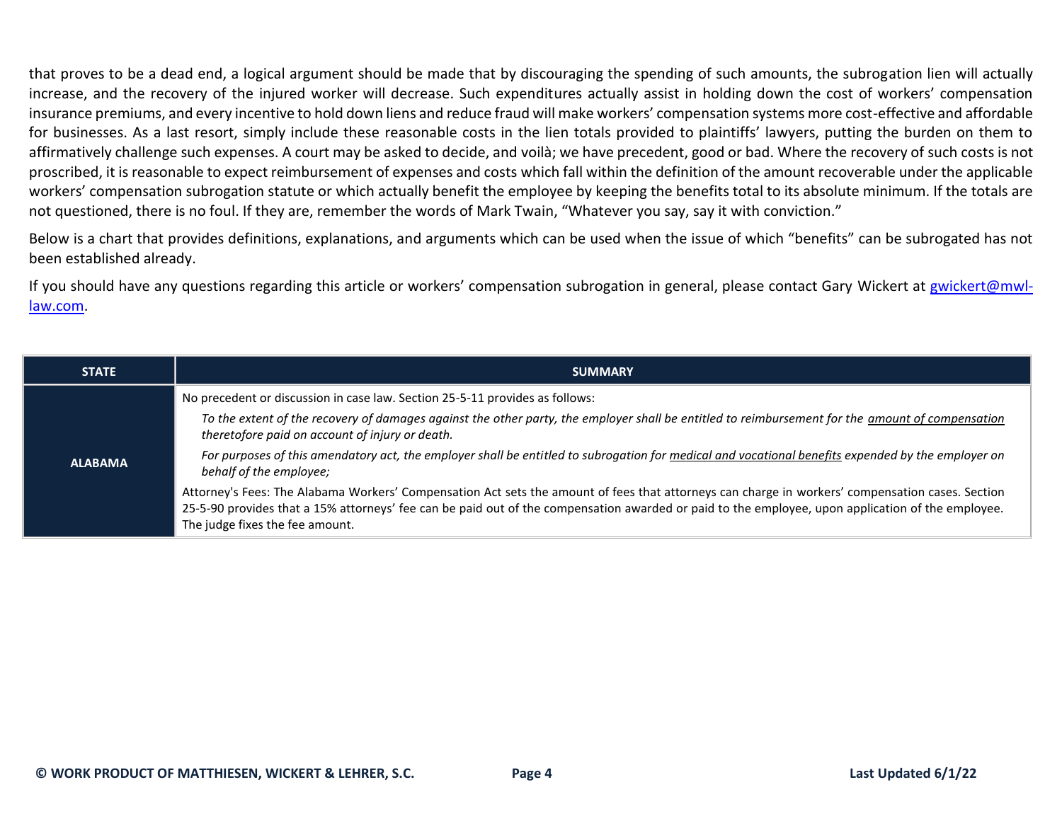that proves to be a dead end, a logical argument should be made that by discouraging the spending of such amounts, the subrogation lien will actually increase, and the recovery of the injured worker will decrease. Such expenditures actually assist in holding down the cost of workers' compensation insurance premiums, and every incentive to hold down liens and reduce fraud will make workers' compensation systems more cost-effective and affordable for businesses. As a last resort, simply include these reasonable costs in the lien totals provided to plaintiffs' lawyers, putting the burden on them to affirmatively challenge such expenses. A court may be asked to decide, and voilà; we have precedent, good or bad. Where the recovery of such costs is not proscribed, it is reasonable to expect reimbursement of expenses and costs which fall within the definition of the amount recoverable under the applicable workers' compensation subrogation statute or which actually benefit the employee by keeping the benefits total to its absolute minimum. If the totals are not questioned, there is no foul. If they are, remember the words of Mark Twain, "Whatever you say, say it with conviction."

Below is a chart that provides definitions, explanations, and arguments which can be used when the issue of which "benefits" can be subrogated has not been established already.

If you should have any questions regarding this article or workers' compensation subrogation in general, please contact Gary Wickert at [gwickert@mwl-law.com](mailto:gwickert@mwl-law.com).

| STATE | SUMMARY |
|---|---|
| **ALABAMA** | No precedent or discussion in case law. Section 25-5-11 provides as follows:<br><br>*To the extent of the recovery of damages against the other party, the employer shall be entitled to reimbursement for the <u>amount of compensation</u> theretofore paid on account of injury or death.*<br><br>*For purposes of this amendatory act, the employer shall be entitled to subrogation for <u>medical and vocational benefits</u> expended by the employer on behalf of the employee;*<br><br>Attorney's Fees: The Alabama Workers' Compensation Act sets the amount of fees that attorneys can charge in workers' compensation cases. Section 25-5-90 provides that a 15% attorneys' fee can be paid out of the compensation awarded or paid to the employee, upon application of the employee. The judge fixes the fee amount. |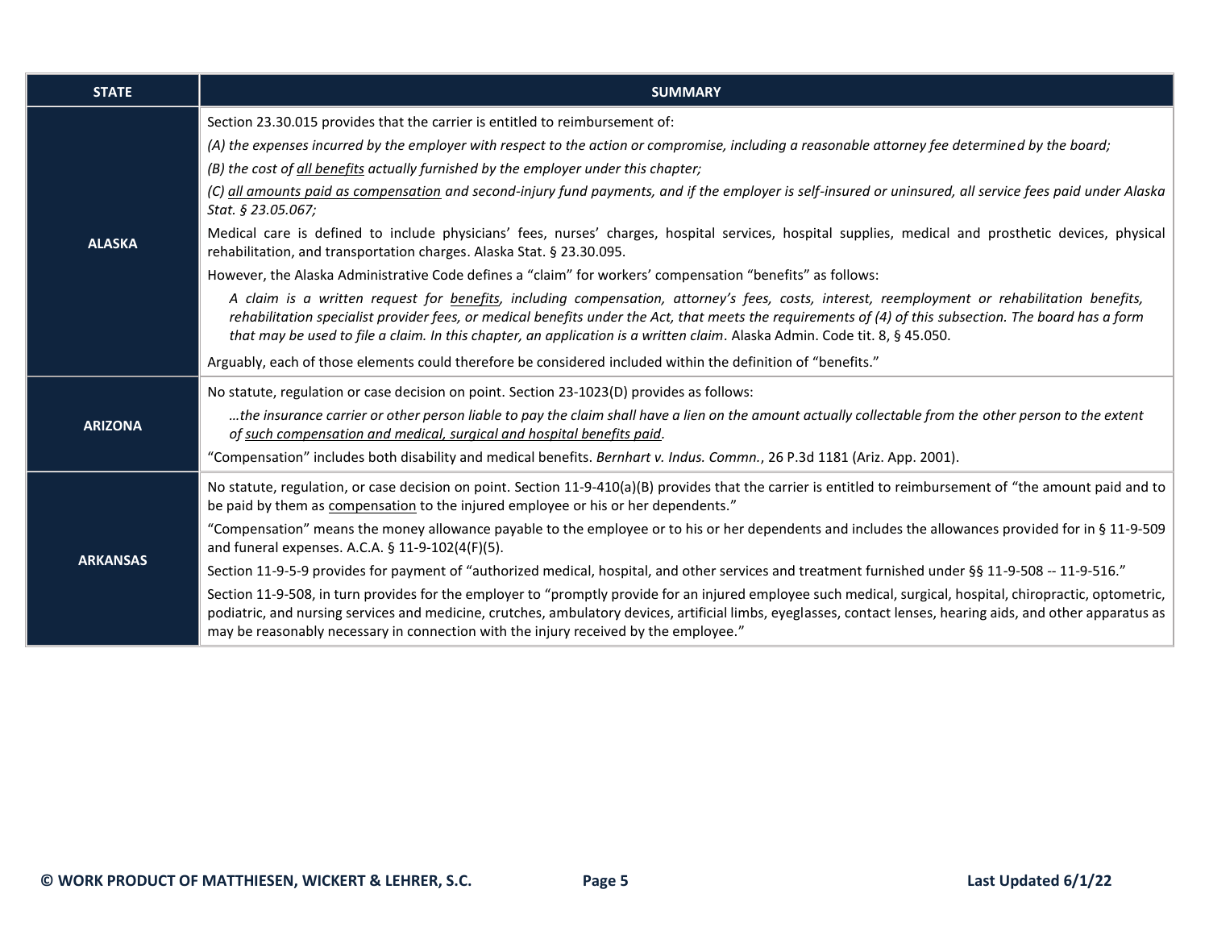| STATE | SUMMARY |
|---|---|
| **ALASKA** | Section 23.30.015 provides that the carrier is entitled to reimbursement of:<br>*(A) the expenses incurred by the employer with respect to the action or compromise, including a reasonable attorney fee determined by the board;*<br>*(B) the cost of <u>all benefits</u> actually furnished by the employer under this chapter;*<br>*(C) <u>all amounts paid as compensation</u> and second-injury fund payments, and if the employer is self-insured or uninsured, all service fees paid under Alaska Stat. § 23.05.067;*<br>Medical care is defined to include physicians' fees, nurses' charges, hospital services, hospital supplies, medical and prosthetic devices, physical rehabilitation, and transportation charges. Alaska Stat. § 23.30.095.<br>However, the Alaska Administrative Code defines a "claim" for workers' compensation "benefits" as follows:<br>*A claim is a written request for <u>benefits</u>, including compensation, attorney's fees, costs, interest, reemployment or rehabilitation benefits, rehabilitation specialist provider fees, or medical benefits under the Act, that meets the requirements of (4) of this subsection. The board has a form that may be used to file a claim. In this chapter, an application is a written claim*. Alaska Admin. Code tit. 8, § 45.050.<br>Arguably, each of those elements could therefore be considered included within the definition of "benefits." |
| **ARIZONA** | No statute, regulation or case decision on point. Section 23-1023(D) provides as follows:<br>*…the insurance carrier or other person liable to pay the claim shall have a lien on the amount actually collectable from the other person to the extent of <u>such compensation and medical, surgical and hospital benefits paid</u>.*<br>"Compensation" includes both disability and medical benefits. *Bernhart v. Indus. Commn.*, 26 P.3d 1181 (Ariz. App. 2001). |
| **ARKANSAS** | No statute, regulation, or case decision on point. Section 11-9-410(a)(B) provides that the carrier is entitled to reimbursement of "the amount paid and to be paid by them as <u>compensation</u> to the injured employee or his or her dependents."<br>"Compensation" means the money allowance payable to the employee or to his or her dependents and includes the allowances provided for in § 11-9-509 and funeral expenses. A.C.A. § 11-9-102(4(F)(5).<br>Section 11-9-5-9 provides for payment of "authorized medical, hospital, and other services and treatment furnished under §§ 11-9-508 -- 11-9-516."<br>Section 11-9-508, in turn provides for the employer to "promptly provide for an injured employee such medical, surgical, hospital, chiropractic, optometric, podiatric, and nursing services and medicine, crutches, ambulatory devices, artificial limbs, eyeglasses, contact lenses, hearing aids, and other apparatus as may be reasonably necessary in connection with the injury received by the employee." |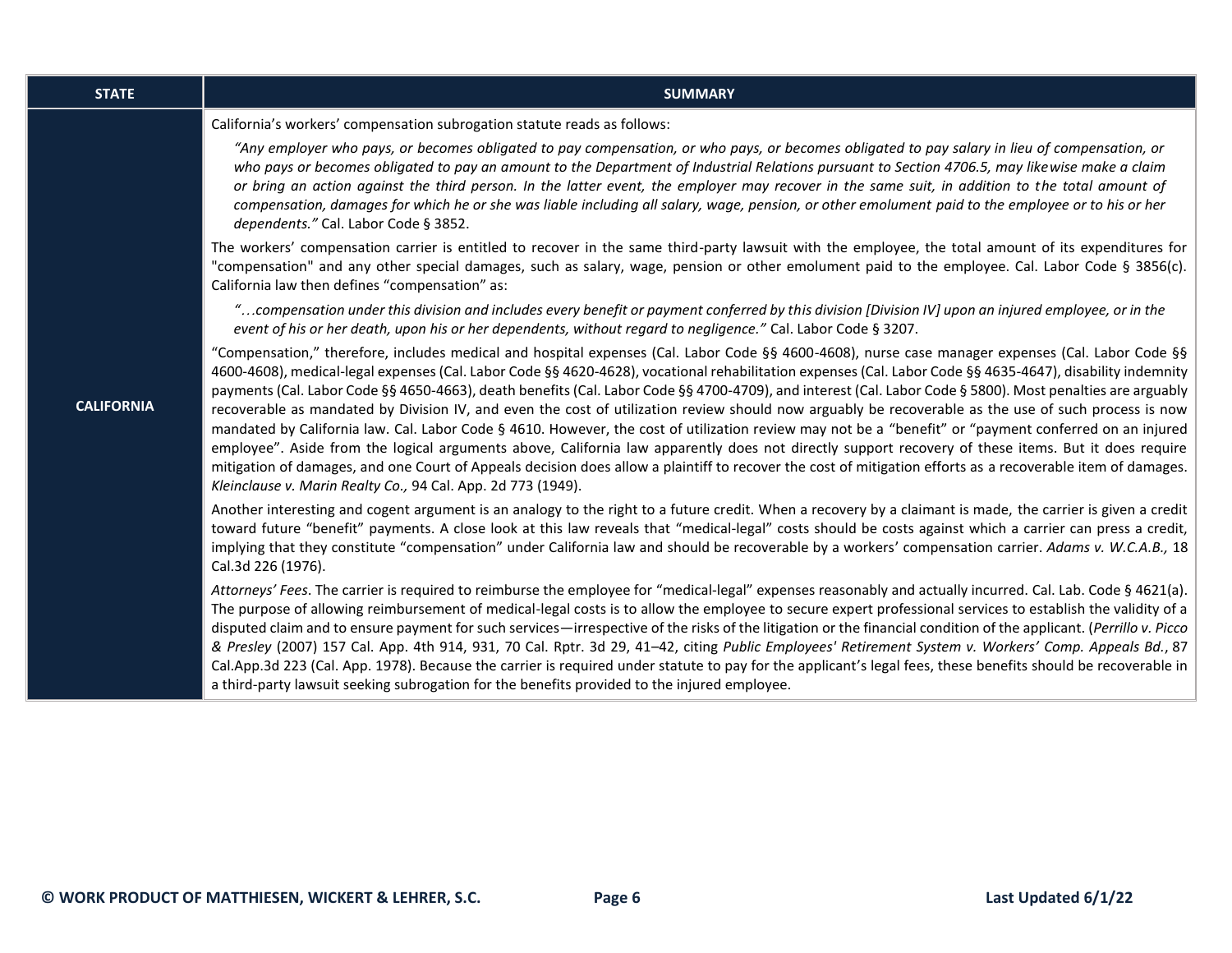| STATE | SUMMARY |
|---|---|
| **CALIFORNIA** | California's workers' compensation subrogation statute reads as follows:<br><br>*"Any employer who pays, or becomes obligated to pay compensation, or who pays, or becomes obligated to pay salary in lieu of compensation, or who pays or becomes obligated to pay an amount to the Department of Industrial Relations pursuant to Section 4706.5, may likewise make a claim or bring an action against the third person. In the latter event, the employer may recover in the same suit, in addition to the total amount of compensation, damages for which he or she was liable including all salary, wage, pension, or other emolument paid to the employee or to his or her dependents."* Cal. Labor Code § 3852.<br><br>The workers' compensation carrier is entitled to recover in the same third-party lawsuit with the employee, the total amount of its expenditures for "compensation" and any other special damages, such as salary, wage, pension or other emolument paid to the employee. Cal. Labor Code § 3856(c). California law then defines "compensation" as:<br><br>*"…compensation under this division and includes every benefit or payment conferred by this division [Division IV] upon an injured employee, or in the event of his or her death, upon his or her dependents, without regard to negligence."* Cal. Labor Code § 3207.<br><br>"Compensation," therefore, includes medical and hospital expenses (Cal. Labor Code §§ 4600-4608), nurse case manager expenses (Cal. Labor Code §§ 4600-4608), medical-legal expenses (Cal. Labor Code §§ 4620-4628), vocational rehabilitation expenses (Cal. Labor Code §§ 4635-4647), disability indemnity payments (Cal. Labor Code §§ 4650-4663), death benefits (Cal. Labor Code §§ 4700-4709), and interest (Cal. Labor Code § 5800). Most penalties are arguably recoverable as mandated by Division IV, and even the cost of utilization review should now arguably be recoverable as the use of such process is now mandated by California law. Cal. Labor Code § 4610. However, the cost of utilization review may not be a "benefit" or "payment conferred on an injured employee". Aside from the logical arguments above, California law apparently does not directly support recovery of these items. But it does require mitigation of damages, and one Court of Appeals decision does allow a plaintiff to recover the cost of mitigation efforts as a recoverable item of damages. *Kleinclause v. Marin Realty Co.,* 94 Cal. App. 2d 773 (1949).<br><br>Another interesting and cogent argument is an analogy to the right to a future credit. When a recovery by a claimant is made, the carrier is given a credit toward future "benefit" payments. A close look at this law reveals that "medical-legal" costs should be costs against which a carrier can press a credit, implying that they constitute "compensation" under California law and should be recoverable by a workers' compensation carrier. *Adams v. W.C.A.B.,* 18 Cal.3d 226 (1976).<br><br>*Attorneys' Fees*. The carrier is required to reimburse the employee for "medical-legal" expenses reasonably and actually incurred. Cal. Lab. Code § 4621(a). The purpose of allowing reimbursement of medical-legal costs is to allow the employee to secure expert professional services to establish the validity of a disputed claim and to ensure payment for such services—irrespective of the risks of the litigation or the financial condition of the applicant. (*Perrillo v. Picco & Presley* (2007) 157 Cal. App. 4th 914, 931, 70 Cal. Rptr. 3d 29, 41–42, citing *Public Employees' Retirement System v. Workers' Comp. Appeals Bd.*, 87 Cal.App.3d 223 (Cal. App. 1978). Because the carrier is required under statute to pay for the applicant's legal fees, these benefits should be recoverable in a third-party lawsuit seeking subrogation for the benefits provided to the injured employee. |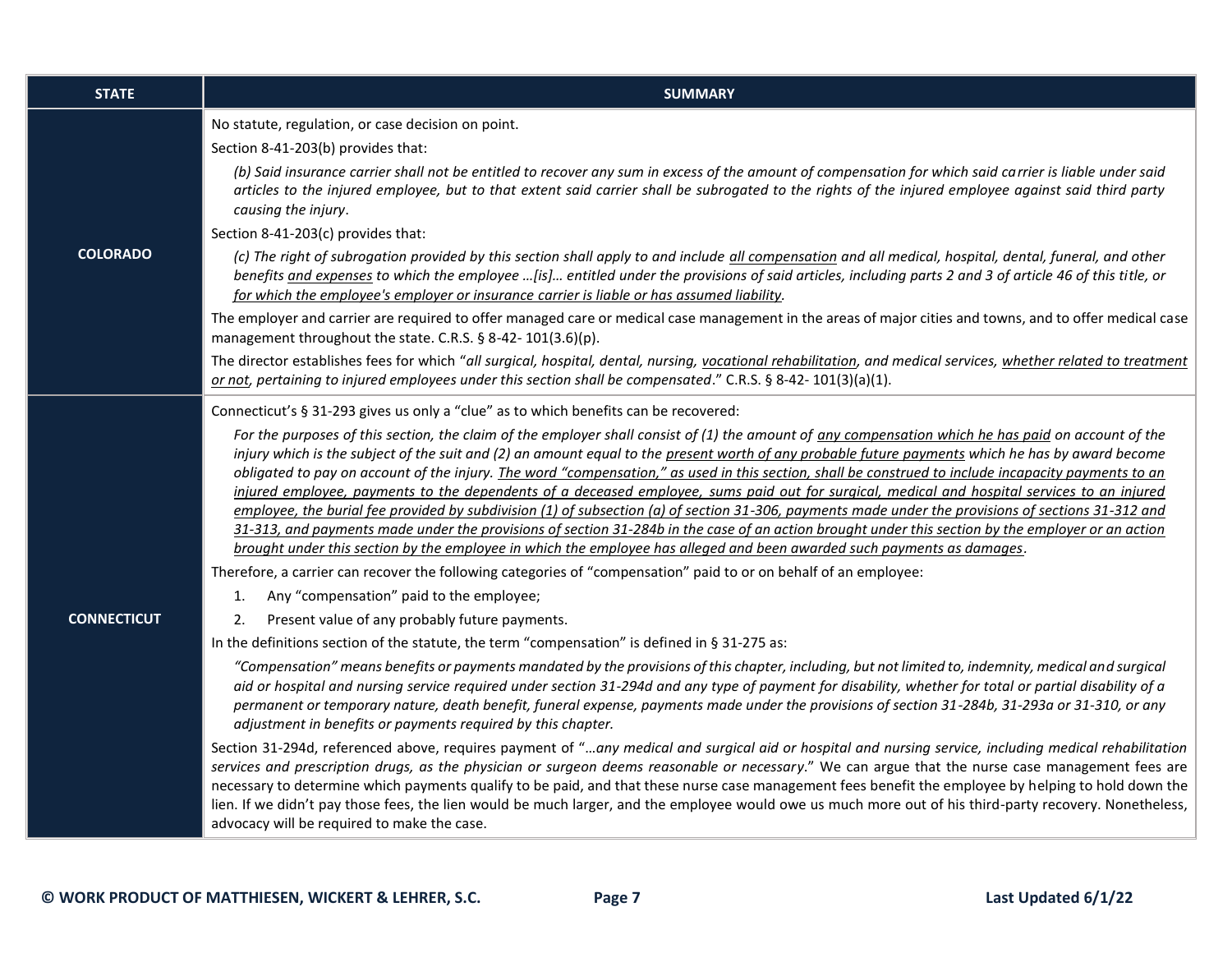| STATE | SUMMARY |
|---|---|
| **COLORADO** | No statute, regulation, or case decision on point.<br><br>Section 8-41-203(b) provides that:<br><br>*(b) Said insurance carrier shall not be entitled to recover any sum in excess of the amount of compensation for which said carrier is liable under said articles to the injured employee, but to that extent said carrier shall be subrogated to the rights of the injured employee against said third party causing the injury*.<br><br>Section 8-41-203(c) provides that:<br><br>*(c) The right of subrogation provided by this section shall apply to and include <u>all compensation</u> and all medical, hospital, dental, funeral, and other benefits <u>and expenses</u> to which the employee …[is]… entitled under the provisions of said articles, including parts 2 and 3 of article 46 of this title, or <u>for which the employee's employer or insurance carrier is liable or has assumed liability</u>.*<br><br>The employer and carrier are required to offer managed care or medical case management in the areas of major cities and towns, and to offer medical case management throughout the state. C.R.S. § 8-42- 101(3.6)(p).<br><br>The director establishes fees for which "*all surgical, hospital, dental, nursing, <u>vocational rehabilitation</u>, and medical services, <u>whether related to treatment or not</u>, pertaining to injured employees under this section shall be compensated*." C.R.S. § 8-42- 101(3)(a)(1). |
| **CONNECTICUT** | Connecticut's § 31-293 gives us only a "clue" as to which benefits can be recovered:<br><br>*For the purposes of this section, the claim of the employer shall consist of (1) the amount of <u>any compensation which he has paid</u> on account of the injury which is the subject of the suit and (2) an amount equal to the <u>present worth of any probable future payments</u> which he has by award become obligated to pay on account of the injury. <u>The word "compensation," as used in this section, shall be construed to include incapacity payments to an injured employee, payments to the dependents of a deceased employee, sums paid out for surgical, medical and hospital services to an injured employee, the burial fee provided by subdivision (1) of subsection (a) of section 31-306, payments made under the provisions of sections 31-312 and 31-313, and payments made under the provisions of section 31-284b in the case of an action brought under this section by the employer or an action brought under this section by the employee in which the employee has alleged and been awarded such payments as damages</u>.*<br><br>Therefore, a carrier can recover the following categories of "compensation" paid to or on behalf of an employee:<br><br>1. Any "compensation" paid to the employee;<br>2. Present value of any probably future payments.<br><br>In the definitions section of the statute, the term "compensation" is defined in § 31-275 as:<br><br>*"Compensation" means benefits or payments mandated by the provisions of this chapter, including, but not limited to, indemnity, medical and surgical aid or hospital and nursing service required under section 31-294d and any type of payment for disability, whether for total or partial disability of a permanent or temporary nature, death benefit, funeral expense, payments made under the provisions of section 31-284b, 31-293a or 31-310, or any adjustment in benefits or payments required by this chapter.*<br><br>Section 31-294d, referenced above, requires payment of "*…any medical and surgical aid or hospital and nursing service, including medical rehabilitation services and prescription drugs, as the physician or surgeon deems reasonable or necessary*." We can argue that the nurse case management fees are necessary to determine which payments qualify to be paid, and that these nurse case management fees benefit the employee by helping to hold down the lien. If we didn't pay those fees, the lien would be much larger, and the employee would owe us much more out of his third-party recovery. Nonetheless, advocacy will be required to make the case. |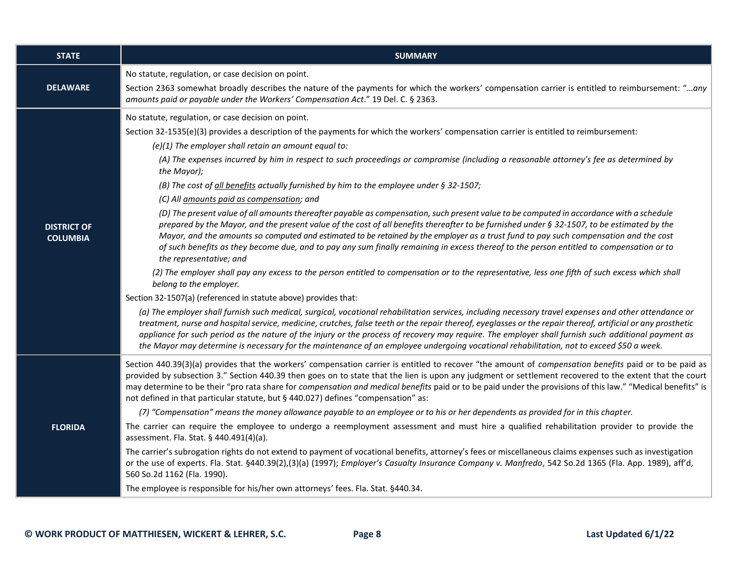| STATE | SUMMARY |
| --- | --- |
| **DELAWARE** | No statute, regulation, or case decision on point.<br><br>Section 2363 somewhat broadly describes the nature of the payments for which the workers' compensation carrier is entitled to reimbursement: "*…any amounts paid or payable under the Workers' Compensation Act*." 19 Del. C. § 2363. |
| **DISTRICT OF COLUMBIA** | No statute, regulation, or case decision on point.<br><br>Section 32-1535(e)(3) provides a description of the payments for which the workers' compensation carrier is entitled to reimbursement:<br><br>*(e)(1) The employer shall retain an amount equal to:*<br><br>*(A) The expenses incurred by him in respect to such proceedings or compromise (including a reasonable attorney's fee as determined by the Mayor);*<br><br>*(B) The cost of <u>all benefits</u> actually furnished by him to the employee under § 32-1507;*<br><br>*(C) All <u>amounts paid as compensation</u>; and*<br><br>*(D) The present value of all amounts thereafter payable as compensation, such present value to be computed in accordance with a schedule prepared by the Mayor, and the present value of the cost of all benefits thereafter to be furnished under § 32-1507, to be estimated by the Mayor, and the amounts so computed and estimated to be retained by the employer as a trust fund to pay such compensation and the cost of such benefits as they become due, and to pay any sum finally remaining in excess thereof to the person entitled to compensation or to the representative; and*<br><br>*(2) The employer shall pay any excess to the person entitled to compensation or to the representative, less one fifth of such excess which shall belong to the employer.*<br><br>Section 32-1507(a) (referenced in statute above) provides that:<br><br>*(a) The employer shall furnish such medical, surgical, vocational rehabilitation services, including necessary travel expenses and other attendance or treatment, nurse and hospital service, medicine, crutches, false teeth or the repair thereof, eyeglasses or the repair thereof, artificial or any prosthetic appliance for such period as the nature of the injury or the process of recovery may require. The employer shall furnish such additional payment as the Mayor may determine is necessary for the maintenance of an employee undergoing vocational rehabilitation, not to exceed $50 a week.* |
| **FLORIDA** | Section 440.39(3)(a) provides that the workers' compensation carrier is entitled to recover "the amount of *compensation benefits* paid or to be paid as provided by subsection 3." Section 440.39 then goes on to state that the lien is upon any judgment or settlement recovered to the extent that the court may determine to be their "pro rata share for *compensation and medical benefits* paid or to be paid under the provisions of this law." "Medical benefits" is not defined in that particular statute, but § 440.027) defines "compensation" as:<br><br>*(7) "Compensation" means the money allowance payable to an employee or to his or her dependents as provided for in this chapter.*<br><br>The carrier can require the employee to undergo a reemployment assessment and must hire a qualified rehabilitation provider to provide the assessment. Fla. Stat. § 440.491(4)(a).<br><br>The carrier's subrogation rights do not extend to payment of vocational benefits, attorney's fees or miscellaneous claims expenses such as investigation or the use of experts. Fla. Stat. §440.39(2),(3)(a) (1997); *Employer's Casualty Insurance Company v. Manfredo*, 542 So.2d 1365 (Fla. App. 1989), aff'd, 560 So.2d 1162 (Fla. 1990).<br><br>The employee is responsible for his/her own attorneys' fees. Fla. Stat. §440.34. |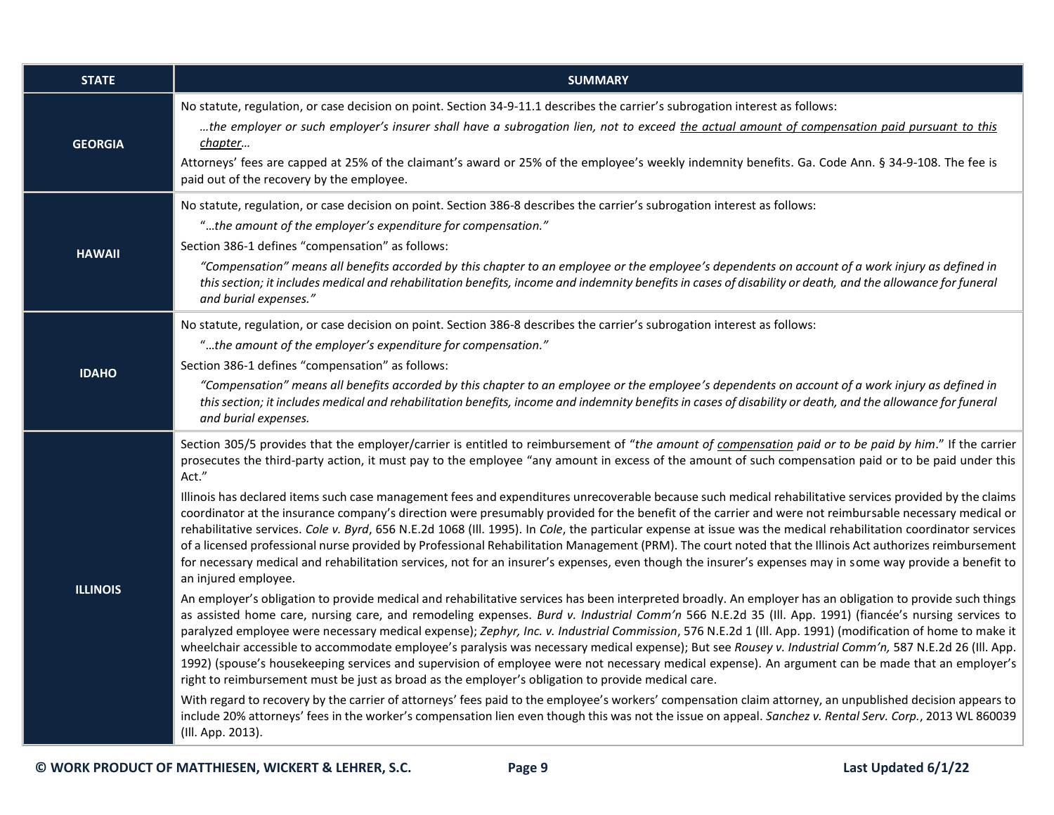| STATE | SUMMARY |
|---|---|
| **GEORGIA** | No statute, regulation, or case decision on point. Section 34-9-11.1 describes the carrier's subrogation interest as follows: *…the employer or such employer's insurer shall have a subrogation lien, not to exceed the actual amount of compensation paid pursuant to this chapter…* Attorneys' fees are capped at 25% of the claimant's award or 25% of the employee's weekly indemnity benefits. Ga. Code Ann. § 34-9-108. The fee is paid out of the recovery by the employee. |
| **HAWAII** | No statute, regulation, or case decision on point. Section 386-8 describes the carrier's subrogation interest as follows: "*…the amount of the employer's expenditure for compensation.*" Section 386-1 defines "compensation" as follows: *"Compensation" means all benefits accorded by this chapter to an employee or the employee's dependents on account of a work injury as defined in this section; it includes medical and rehabilitation benefits, income and indemnity benefits in cases of disability or death, and the allowance for funeral and burial expenses."* |
| **IDAHO** | No statute, regulation, or case decision on point. Section 386-8 describes the carrier's subrogation interest as follows: "*…the amount of the employer's expenditure for compensation.*" Section 386-1 defines "compensation" as follows: *"Compensation" means all benefits accorded by this chapter to an employee or the employee's dependents on account of a work injury as defined in this section; it includes medical and rehabilitation benefits, income and indemnity benefits in cases of disability or death, and the allowance for funeral and burial expenses.* |
| **ILLINOIS** | Section 305/5 provides that the employer/carrier is entitled to reimbursement of "*the amount of compensation paid or to be paid by him*." If the carrier prosecutes the third-party action, it must pay to the employee "any amount in excess of the amount of such compensation paid or to be paid under this Act." <br><br> Illinois has declared items such case management fees and expenditures unrecoverable because such medical rehabilitative services provided by the claims coordinator at the insurance company's direction were presumably provided for the benefit of the carrier and were not reimbursable necessary medical or rehabilitative services. *Cole v. Byrd*, 656 N.E.2d 1068 (Ill. 1995). In *Cole*, the particular expense at issue was the medical rehabilitation coordinator services of a licensed professional nurse provided by Professional Rehabilitation Management (PRM). The court noted that the Illinois Act authorizes reimbursement for necessary medical and rehabilitation services, not for an insurer's expenses, even though the insurer's expenses may in some way provide a benefit to an injured employee. <br><br> An employer's obligation to provide medical and rehabilitative services has been interpreted broadly. An employer has an obligation to provide such things as assisted home care, nursing care, and remodeling expenses. *Burd v. Industrial Comm'n* 566 N.E.2d 35 (Ill. App. 1991) (fiancée's nursing services to paralyzed employee were necessary medical expense); *Zephyr, Inc. v. Industrial Commission*, 576 N.E.2d 1 (Ill. App. 1991) (modification of home to make it wheelchair accessible to accommodate employee's paralysis was necessary medical expense); But see *Rousey v. Industrial Comm'n,* 587 N.E.2d 26 (Ill. App. 1992) (spouse's housekeeping services and supervision of employee were not necessary medical expense). An argument can be made that an employer's right to reimbursement must be just as broad as the employer's obligation to provide medical care. <br><br> With regard to recovery by the carrier of attorneys' fees paid to the employee's workers' compensation claim attorney, an unpublished decision appears to include 20% attorneys' fees in the worker's compensation lien even though this was not the issue on appeal. *Sanchez v. Rental Serv. Corp.*, 2013 WL 860039 (Ill. App. 2013). |

**© WORK PRODUCT OF MATTHIESEN, WICKERT & LEHRER, S.C.** — **Last Updated 6/1/22**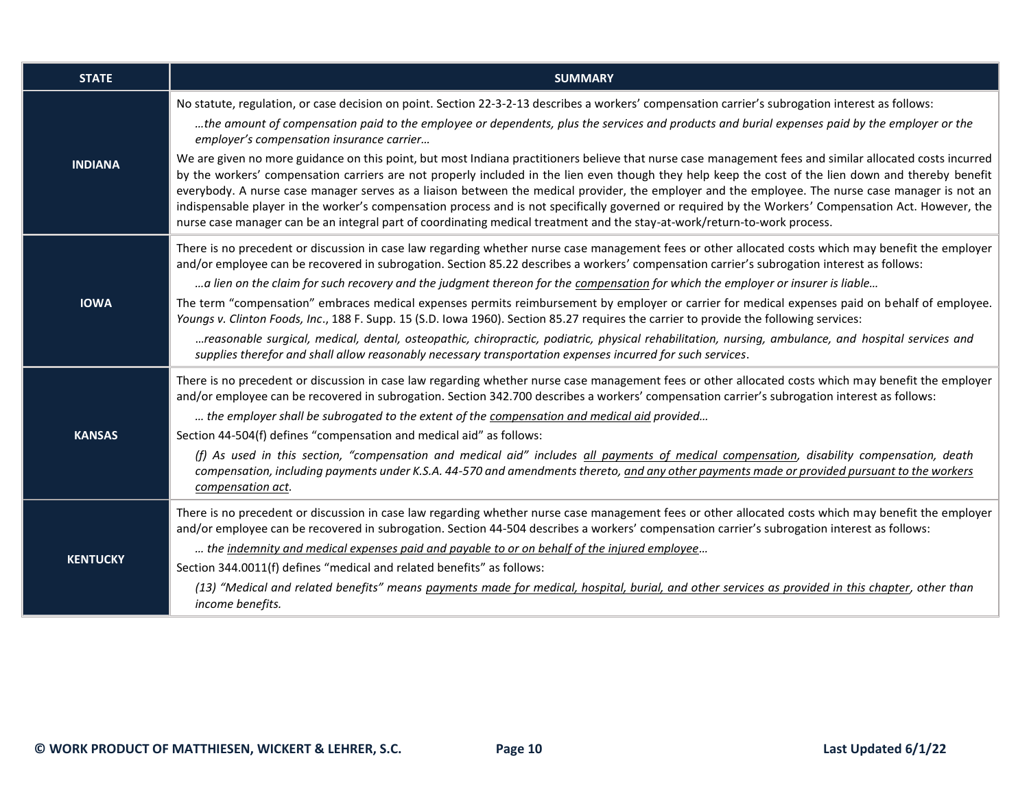| STATE | SUMMARY |
|---|---|
| **INDIANA** | No statute, regulation, or case decision on point. Section 22-3-2-13 describes a workers' compensation carrier's subrogation interest as follows:<br>*…the amount of compensation paid to the employee or dependents, plus the services and products and burial expenses paid by the employer or the employer's compensation insurance carrier…*<br>We are given no more guidance on this point, but most Indiana practitioners believe that nurse case management fees and similar allocated costs incurred by the workers' compensation carriers are not properly included in the lien even though they help keep the cost of the lien down and thereby benefit everybody. A nurse case manager serves as a liaison between the medical provider, the employer and the employee. The nurse case manager is not an indispensable player in the worker's compensation process and is not specifically governed or required by the Workers' Compensation Act. However, the nurse case manager can be an integral part of coordinating medical treatment and the stay-at-work/return-to-work process. |
| **IOWA** | There is no precedent or discussion in case law regarding whether nurse case management fees or other allocated costs which may benefit the employer and/or employee can be recovered in subrogation. Section 85.22 describes a workers' compensation carrier's subrogation interest as follows:<br>*…a lien on the claim for such recovery and the judgment thereon for the <u>compensation</u> for which the employer or insurer is liable…*<br>The term "compensation" embraces medical expenses permits reimbursement by employer or carrier for medical expenses paid on behalf of employee. *Youngs v. Clinton Foods, Inc*., 188 F. Supp. 15 (S.D. Iowa 1960). Section 85.27 requires the carrier to provide the following services:<br>*…reasonable surgical, medical, dental, osteopathic, chiropractic, podiatric, physical rehabilitation, nursing, ambulance, and hospital services and supplies therefor and shall allow reasonably necessary transportation expenses incurred for such services*. |
| **KANSAS** | There is no precedent or discussion in case law regarding whether nurse case management fees or other allocated costs which may benefit the employer and/or employee can be recovered in subrogation. Section 342.700 describes a workers' compensation carrier's subrogation interest as follows:<br>*… the employer shall be subrogated to the extent of the <u>compensation and medical aid</u> provided…*<br>Section 44-504(f) defines "compensation and medical aid" as follows:<br>*(f) As used in this section, "compensation and medical aid" includes <u>all payments of medical compensation</u>, disability compensation, death compensation, including payments under K.S.A. 44-570 and amendments thereto, <u>and any other payments made or provided pursuant to the workers compensation act</u>.* |
| **KENTUCKY** | There is no precedent or discussion in case law regarding whether nurse case management fees or other allocated costs which may benefit the employer and/or employee can be recovered in subrogation. Section 44-504 describes a workers' compensation carrier's subrogation interest as follows:<br>*… the <u>indemnity and medical expenses paid and payable to or on behalf of the injured employee</u>…*<br>Section 344.0011(f) defines "medical and related benefits" as follows:<br>*(13) "Medical and related benefits" means <u>payments made for medical, hospital, burial, and other services as provided in this chapter</u>, other than income benefits.* |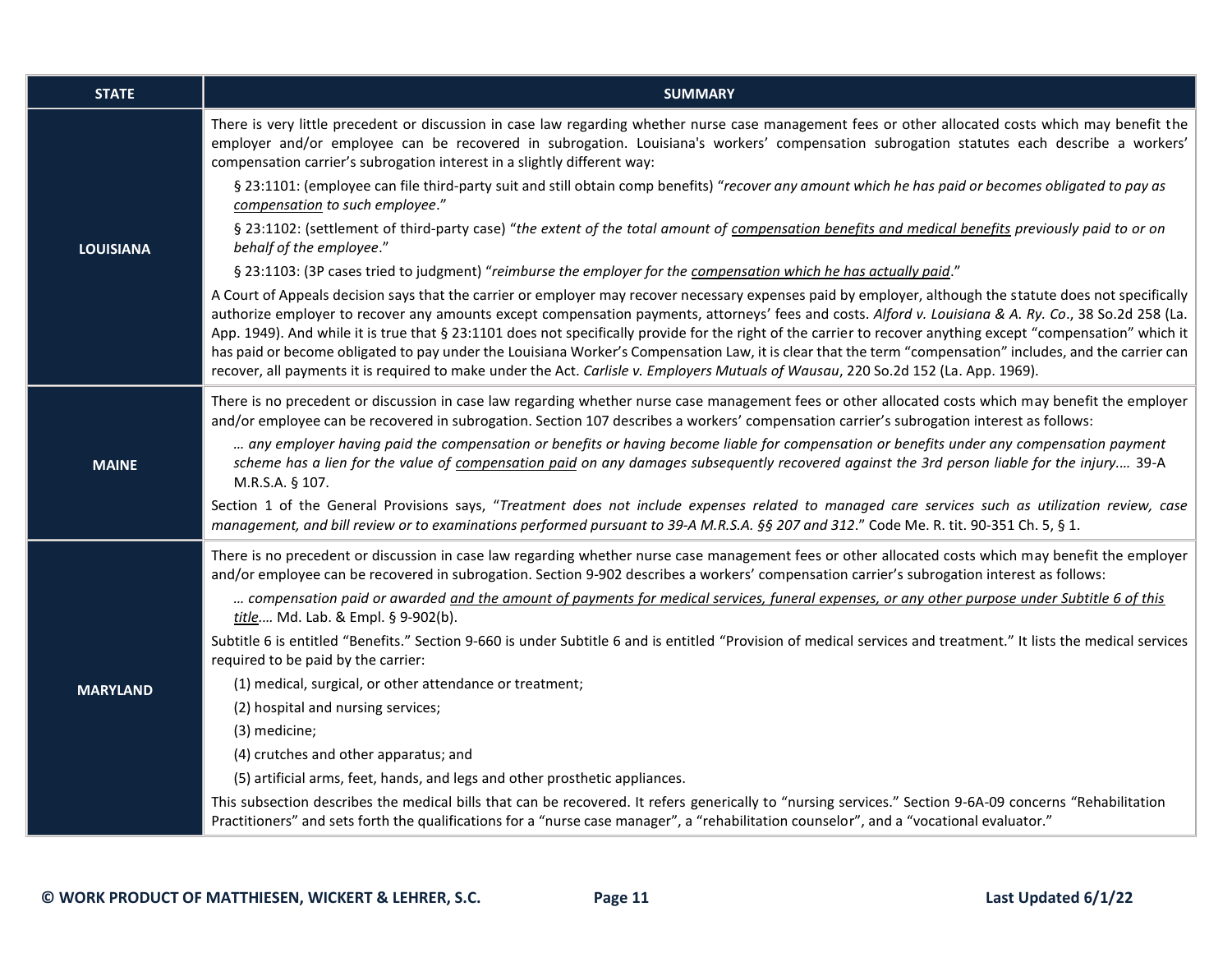| STATE | SUMMARY |
|---|---|
| **LOUISIANA** | There is very little precedent or discussion in case law regarding whether nurse case management fees or other allocated costs which may benefit the employer and/or employee can be recovered in subrogation. Louisiana's workers' compensation subrogation statutes each describe a workers' compensation carrier's subrogation interest in a slightly different way:<br><br>§ 23:1101: (employee can file third-party suit and still obtain comp benefits) "*recover any amount which he has paid or becomes obligated to pay as <u>compensation</u> to such employee*."<br><br>§ 23:1102: (settlement of third-party case) "*the extent of the total amount of <u>compensation benefits and medical benefits</u> previously paid to or on behalf of the employee*."<br><br>§ 23:1103: (3P cases tried to judgment) "*reimburse the employer for the <u>compensation which he has actually paid</u>*."<br><br>A Court of Appeals decision says that the carrier or employer may recover necessary expenses paid by employer, although the statute does not specifically authorize employer to recover any amounts except compensation payments, attorneys' fees and costs. *Alford v. Louisiana & A. Ry. Co*., 38 So.2d 258 (La. App. 1949). And while it is true that § 23:1101 does not specifically provide for the right of the carrier to recover anything except "compensation" which it has paid or become obligated to pay under the Louisiana Worker's Compensation Law, it is clear that the term "compensation" includes, and the carrier can recover, all payments it is required to make under the Act. *Carlisle v. Employers Mutuals of Wausau*, 220 So.2d 152 (La. App. 1969). |
| **MAINE** | There is no precedent or discussion in case law regarding whether nurse case management fees or other allocated costs which may benefit the employer and/or employee can be recovered in subrogation. Section 107 describes a workers' compensation carrier's subrogation interest as follows:<br><br>*… any employer having paid the compensation or benefits or having become liable for compensation or benefits under any compensation payment scheme has a lien for the value of <u>compensation paid</u> on any damages subsequently recovered against the 3rd person liable for the injury.…* 39-A M.R.S.A. § 107.<br><br>Section 1 of the General Provisions says, "*Treatment does not include expenses related to managed care services such as utilization review, case management, and bill review or to examinations performed pursuant to 39-A M.R.S.A. §§ 207 and 312*." Code Me. R. tit. 90-351 Ch. 5, § 1. |
| **MARYLAND** | There is no precedent or discussion in case law regarding whether nurse case management fees or other allocated costs which may benefit the employer and/or employee can be recovered in subrogation. Section 9-902 describes a workers' compensation carrier's subrogation interest as follows:<br><br>*… compensation paid or awarded <u>and the amount of payments for medical services, funeral expenses, or any other purpose under Subtitle 6 of this title</u>.…* Md. Lab. & Empl. § 9-902(b).<br><br>Subtitle 6 is entitled "Benefits." Section 9-660 is under Subtitle 6 and is entitled "Provision of medical services and treatment." It lists the medical services required to be paid by the carrier:<br><br>(1) medical, surgical, or other attendance or treatment;<br>(2) hospital and nursing services;<br>(3) medicine;<br>(4) crutches and other apparatus; and<br>(5) artificial arms, feet, hands, and legs and other prosthetic appliances.<br><br>This subsection describes the medical bills that can be recovered. It refers generically to "nursing services." Section 9-6A-09 concerns "Rehabilitation Practitioners" and sets forth the qualifications for a "nurse case manager", a "rehabilitation counselor", and a "vocational evaluator." |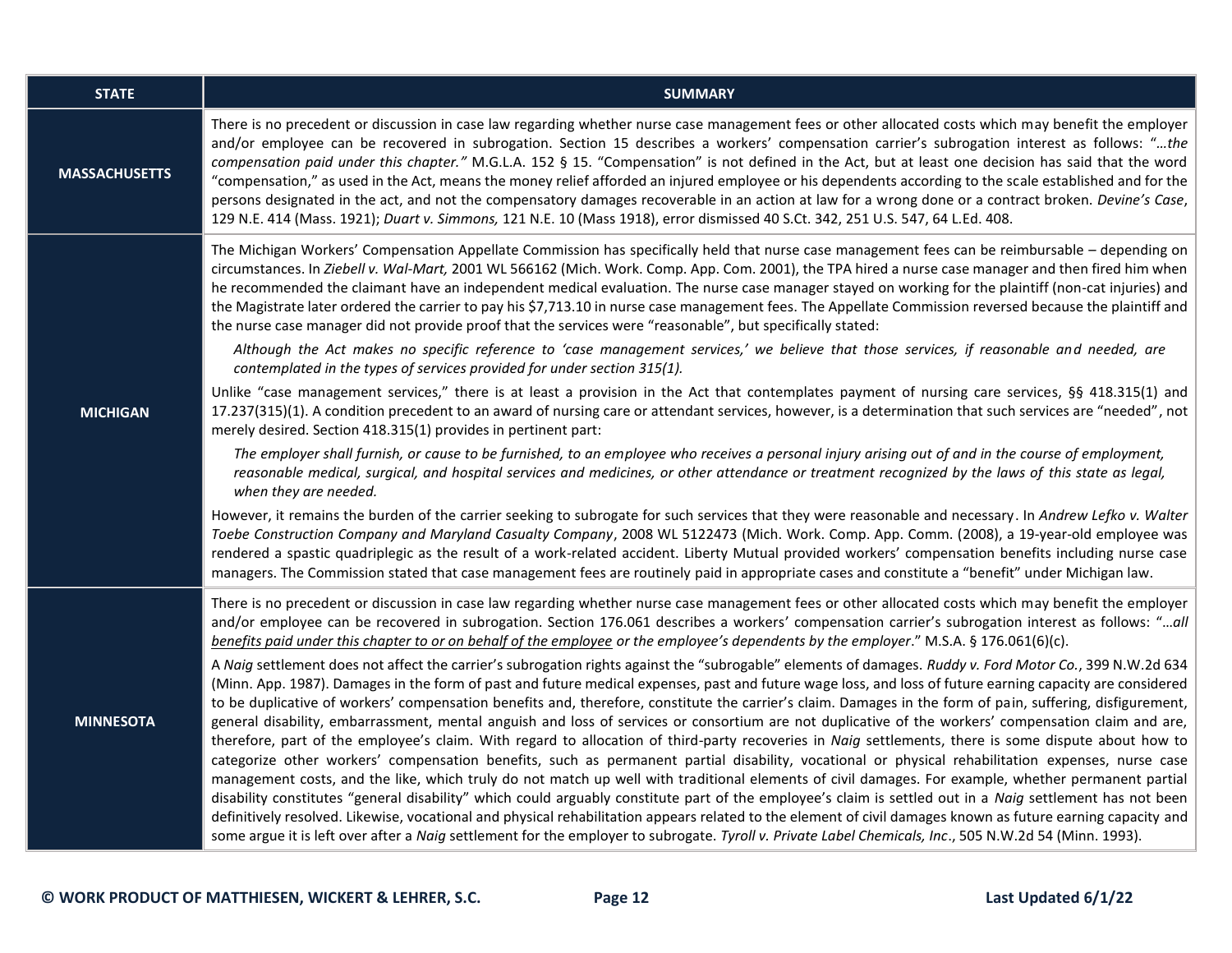| STATE | SUMMARY |
|---|---|
| **MASSACHUSETTS** | There is no precedent or discussion in case law regarding whether nurse case management fees or other allocated costs which may benefit the employer and/or employee can be recovered in subrogation. Section 15 describes a workers' compensation carrier's subrogation interest as follows: "*…the compensation paid under this chapter.*" M.G.L.A. 152 § 15. "Compensation" is not defined in the Act, but at least one decision has said that the word "compensation," as used in the Act, means the money relief afforded an injured employee or his dependents according to the scale established and for the persons designated in the act, and not the compensatory damages recoverable in an action at law for a wrong done or a contract broken. *Devine's Case*, 129 N.E. 414 (Mass. 1921); *Duart v. Simmons,* 121 N.E. 10 (Mass 1918), error dismissed 40 S.Ct. 342, 251 U.S. 547, 64 L.Ed. 408. |
| **MICHIGAN** | The Michigan Workers' Compensation Appellate Commission has specifically held that nurse case management fees can be reimbursable – depending on circumstances. In *Ziebell v. Wal-Mart,* 2001 WL 566162 (Mich. Work. Comp. App. Com. 2001), the TPA hired a nurse case manager and then fired him when he recommended the claimant have an independent medical evaluation. The nurse case manager stayed on working for the plaintiff (non-cat injuries) and the Magistrate later ordered the carrier to pay his $7,713.10 in nurse case management fees. The Appellate Commission reversed because the plaintiff and the nurse case manager did not provide proof that the services were "reasonable", but specifically stated:<br><br>*Although the Act makes no specific reference to 'case management services,' we believe that those services, if reasonable and needed, are contemplated in the types of services provided for under section 315(1).*<br><br>Unlike "case management services," there is at least a provision in the Act that contemplates payment of nursing care services, §§ 418.315(1) and 17.237(315)(1). A condition precedent to an award of nursing care or attendant services, however, is a determination that such services are "needed", not merely desired. Section 418.315(1) provides in pertinent part:<br><br>*The employer shall furnish, or cause to be furnished, to an employee who receives a personal injury arising out of and in the course of employment, reasonable medical, surgical, and hospital services and medicines, or other attendance or treatment recognized by the laws of this state as legal, when they are needed.*<br><br>However, it remains the burden of the carrier seeking to subrogate for such services that they were reasonable and necessary. In *Andrew Lefko v. Walter Toebe Construction Company and Maryland Casualty Company*, 2008 WL 5122473 (Mich. Work. Comp. App. Comm. (2008), a 19-year-old employee was rendered a spastic quadriplegic as the result of a work-related accident. Liberty Mutual provided workers' compensation benefits including nurse case managers. The Commission stated that case management fees are routinely paid in appropriate cases and constitute a "benefit" under Michigan law. |
| **MINNESOTA** | There is no precedent or discussion in case law regarding whether nurse case management fees or other allocated costs which may benefit the employer and/or employee can be recovered in subrogation. Section 176.061 describes a workers' compensation carrier's subrogation interest as follows: "*…all <u>benefits paid under this chapter to or on behalf of the employee</u> or the employee's dependents by the employer*." M.S.A. § 176.061(6)(c).<br><br>A *Naig* settlement does not affect the carrier's subrogation rights against the "subrogable" elements of damages. *Ruddy v. Ford Motor Co.*, 399 N.W.2d 634 (Minn. App. 1987). Damages in the form of past and future medical expenses, past and future wage loss, and loss of future earning capacity are considered to be duplicative of workers' compensation benefits and, therefore, constitute the carrier's claim. Damages in the form of pain, suffering, disfigurement, general disability, embarrassment, mental anguish and loss of services or consortium are not duplicative of the workers' compensation claim and are, therefore, part of the employee's claim. With regard to allocation of third-party recoveries in *Naig* settlements, there is some dispute about how to categorize other workers' compensation benefits, such as permanent partial disability, vocational or physical rehabilitation expenses, nurse case management costs, and the like, which truly do not match up well with traditional elements of civil damages. For example, whether permanent partial disability constitutes "general disability" which could arguably constitute part of the employee's claim is settled out in a *Naig* settlement has not been definitively resolved. Likewise, vocational and physical rehabilitation appears related to the element of civil damages known as future earning capacity and some argue it is left over after a *Naig* settlement for the employer to subrogate. *Tyroll v. Private Label Chemicals, Inc*., 505 N.W.2d 54 (Minn. 1993). |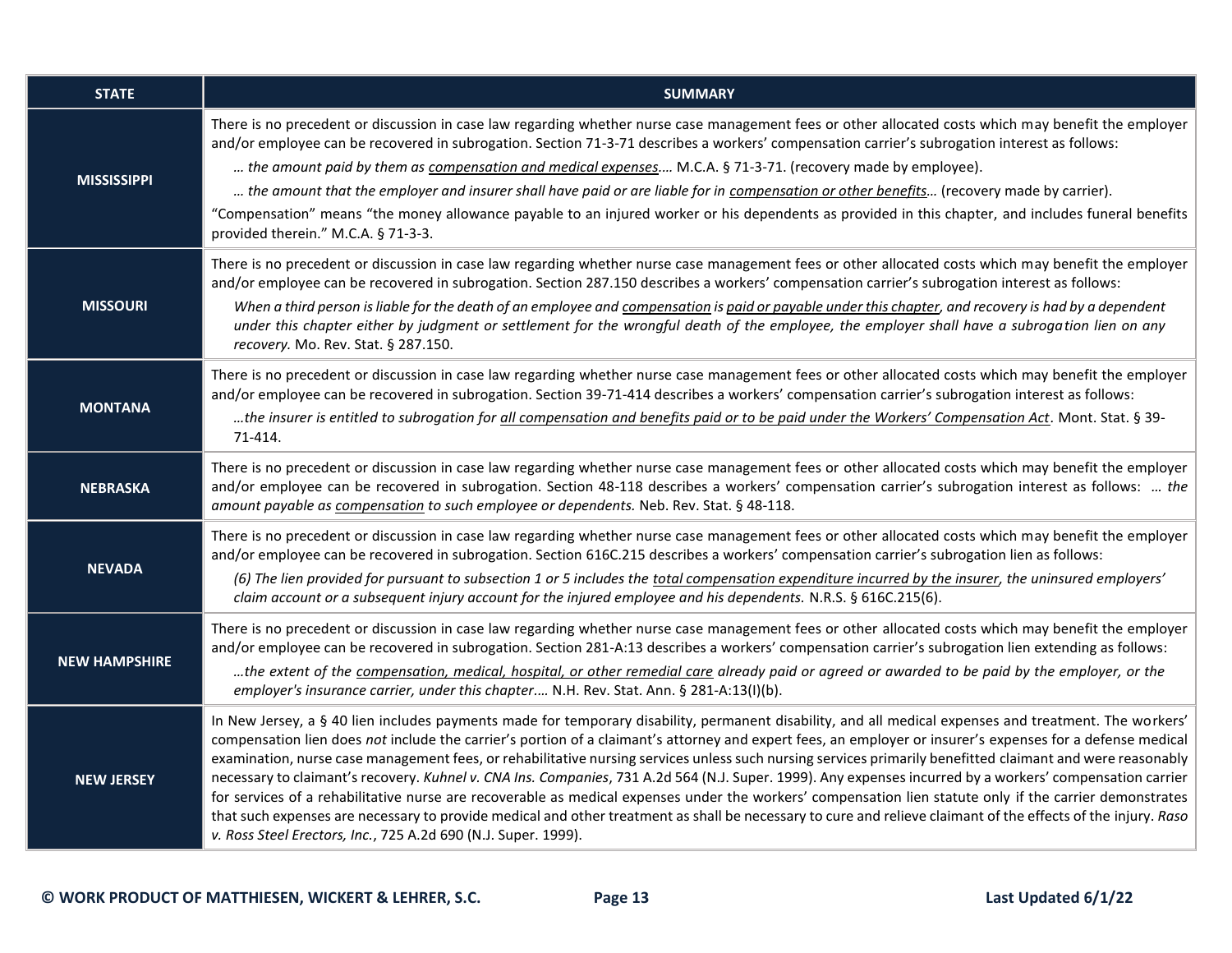| STATE | SUMMARY |
|---|---|
| **MISSISSIPPI** | There is no precedent or discussion in case law regarding whether nurse case management fees or other allocated costs which may benefit the employer and/or employee can be recovered in subrogation. Section 71-3-71 describes a workers' compensation carrier's subrogation interest as follows: *… the amount paid by them as compensation and medical expenses….* M.C.A. § 71-3-71. (recovery made by employee). *… the amount that the employer and insurer shall have paid or are liable for in compensation or other benefits…* (recovery made by carrier). "Compensation" means "the money allowance payable to an injured worker or his dependents as provided in this chapter, and includes funeral benefits provided therein." M.C.A. § 71-3-3. |
| **MISSOURI** | There is no precedent or discussion in case law regarding whether nurse case management fees or other allocated costs which may benefit the employer and/or employee can be recovered in subrogation. Section 287.150 describes a workers' compensation carrier's subrogation interest as follows: *When a third person is liable for the death of an employee and compensation is paid or payable under this chapter, and recovery is had by a dependent under this chapter either by judgment or settlement for the wrongful death of the employee, the employer shall have a subrogation lien on any recovery.* Mo. Rev. Stat. § 287.150. |
| **MONTANA** | There is no precedent or discussion in case law regarding whether nurse case management fees or other allocated costs which may benefit the employer and/or employee can be recovered in subrogation. Section 39-71-414 describes a workers' compensation carrier's subrogation interest as follows: *…the insurer is entitled to subrogation for all compensation and benefits paid or to be paid under the Workers' Compensation Act*. Mont. Stat. § 39-71-414. |
| **NEBRASKA** | There is no precedent or discussion in case law regarding whether nurse case management fees or other allocated costs which may benefit the employer and/or employee can be recovered in subrogation. Section 48-118 describes a workers' compensation carrier's subrogation interest as follows: *… the amount payable as compensation to such employee or dependents.* Neb. Rev. Stat. § 48-118. |
| **NEVADA** | There is no precedent or discussion in case law regarding whether nurse case management fees or other allocated costs which may benefit the employer and/or employee can be recovered in subrogation. Section 616C.215 describes a workers' compensation carrier's subrogation lien as follows: *(6) The lien provided for pursuant to subsection 1 or 5 includes the total compensation expenditure incurred by the insurer, the uninsured employers' claim account or a subsequent injury account for the injured employee and his dependents.* N.R.S. § 616C.215(6). |
| **NEW HAMPSHIRE** | There is no precedent or discussion in case law regarding whether nurse case management fees or other allocated costs which may benefit the employer and/or employee can be recovered in subrogation. Section 281-A:13 describes a workers' compensation carrier's subrogation lien extending as follows: *…the extent of the compensation, medical, hospital, or other remedial care already paid or agreed or awarded to be paid by the employer, or the employer's insurance carrier, under this chapter….* N.H. Rev. Stat. Ann. § 281-A:13(I)(b). |
| **NEW JERSEY** | In New Jersey, a § 40 lien includes payments made for temporary disability, permanent disability, and all medical expenses and treatment. The workers' compensation lien does *not* include the carrier's portion of a claimant's attorney and expert fees, an employer or insurer's expenses for a defense medical examination, nurse case management fees, or rehabilitative nursing services unless such nursing services primarily benefitted claimant and were reasonably necessary to claimant's recovery. *Kuhnel v. CNA Ins. Companies*, 731 A.2d 564 (N.J. Super. 1999). Any expenses incurred by a workers' compensation carrier for services of a rehabilitative nurse are recoverable as medical expenses under the workers' compensation lien statute only if the carrier demonstrates that such expenses are necessary to provide medical and other treatment as shall be necessary to cure and relieve claimant of the effects of the injury. *Raso v. Ross Steel Erectors, Inc.*, 725 A.2d 690 (N.J. Super. 1999). |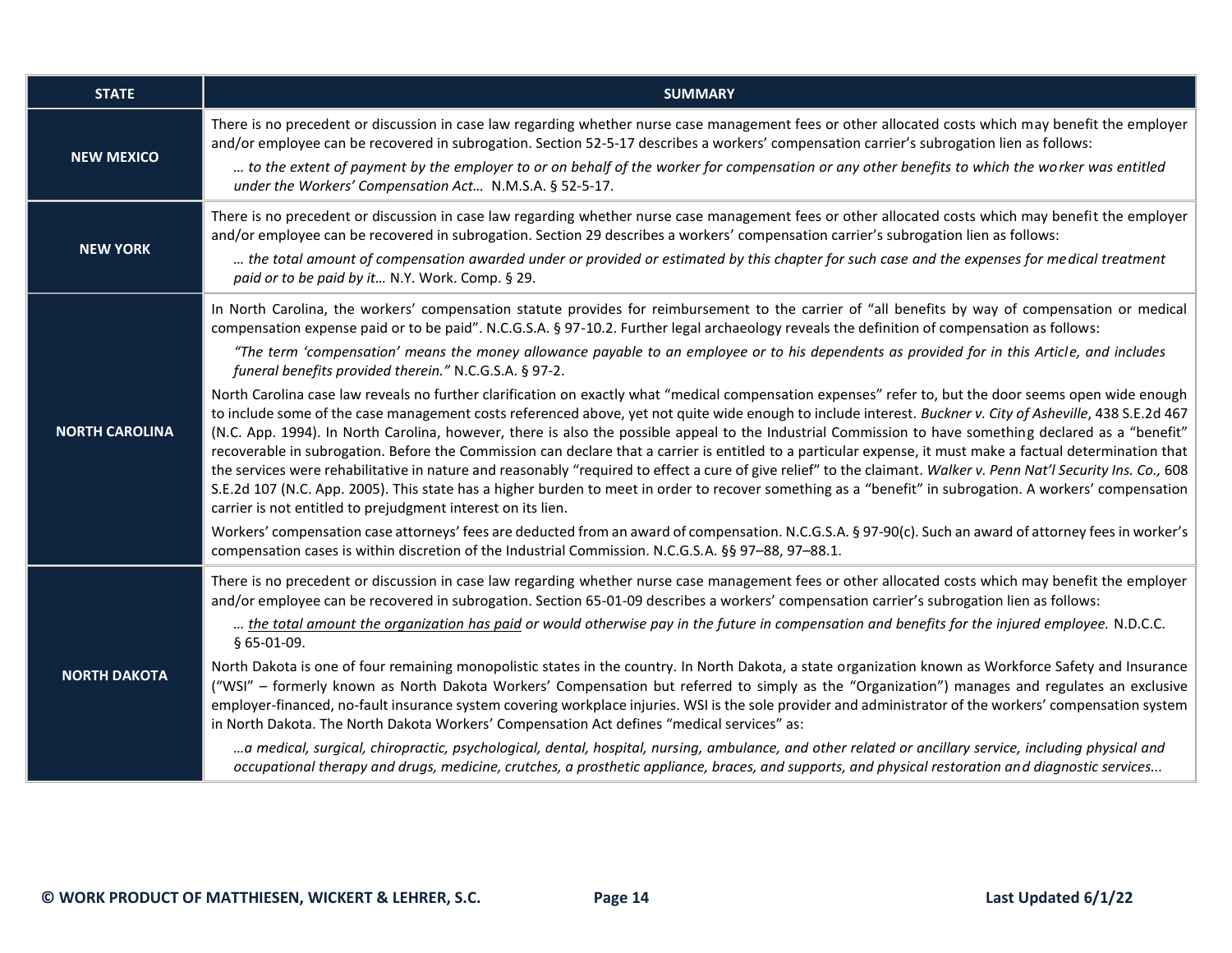| STATE | SUMMARY |
|---|---|
| **NEW MEXICO** | There is no precedent or discussion in case law regarding whether nurse case management fees or other allocated costs which may benefit the employer and/or employee can be recovered in subrogation. Section 52-5-17 describes a workers' compensation carrier's subrogation lien as follows:<br>*… to the extent of payment by the employer to or on behalf of the worker for compensation or any other benefits to which the worker was entitled under the Workers' Compensation Act…* N.M.S.A. § 52-5-17. |
| **NEW YORK** | There is no precedent or discussion in case law regarding whether nurse case management fees or other allocated costs which may benefit the employer and/or employee can be recovered in subrogation. Section 29 describes a workers' compensation carrier's subrogation lien as follows:<br>*… the total amount of compensation awarded under or provided or estimated by this chapter for such case and the expenses for medical treatment paid or to be paid by it…* N.Y. Work. Comp. § 29. |
| **NORTH CAROLINA** | In North Carolina, the workers' compensation statute provides for reimbursement to the carrier of "all benefits by way of compensation or medical compensation expense paid or to be paid". N.C.G.S.A. § 97-10.2. Further legal archaeology reveals the definition of compensation as follows:<br>*"The term 'compensation' means the money allowance payable to an employee or to his dependents as provided for in this Article, and includes funeral benefits provided therein."* N.C.G.S.A. § 97-2.<br>North Carolina case law reveals no further clarification on exactly what "medical compensation expenses" refer to, but the door seems open wide enough to include some of the case management costs referenced above, yet not quite wide enough to include interest. *Buckner v. City of Asheville*, 438 S.E.2d 467 (N.C. App. 1994). In North Carolina, however, there is also the possible appeal to the Industrial Commission to have something declared as a "benefit" recoverable in subrogation. Before the Commission can declare that a carrier is entitled to a particular expense, it must make a factual determination that the services were rehabilitative in nature and reasonably "required to effect a cure of give relief" to the claimant. *Walker v. Penn Nat'l Security Ins. Co.,* 608 S.E.2d 107 (N.C. App. 2005). This state has a higher burden to meet in order to recover something as a "benefit" in subrogation. A workers' compensation carrier is not entitled to prejudgment interest on its lien.<br>Workers' compensation case attorneys' fees are deducted from an award of compensation. N.C.G.S.A. § 97-90(c). Such an award of attorney fees in worker's compensation cases is within discretion of the Industrial Commission. N.C.G.S.A. §§ 97–88, 97–88.1. |
| **NORTH DAKOTA** | There is no precedent or discussion in case law regarding whether nurse case management fees or other allocated costs which may benefit the employer and/or employee can be recovered in subrogation. Section 65-01-09 describes a workers' compensation carrier's subrogation lien as follows:<br>*… <u>the total amount the organization has paid</u> or would otherwise pay in the future in compensation and benefits for the injured employee.* N.D.C.C. § 65-01-09.<br>North Dakota is one of four remaining monopolistic states in the country. In North Dakota, a state organization known as Workforce Safety and Insurance ("WSI" – formerly known as North Dakota Workers' Compensation but referred to simply as the "Organization") manages and regulates an exclusive employer-financed, no-fault insurance system covering workplace injuries. WSI is the sole provider and administrator of the workers' compensation system in North Dakota. The North Dakota Workers' Compensation Act defines "medical services" as:<br>*…a medical, surgical, chiropractic, psychological, dental, hospital, nursing, ambulance, and other related or ancillary service, including physical and occupational therapy and drugs, medicine, crutches, a prosthetic appliance, braces, and supports, and physical restoration and diagnostic services...* |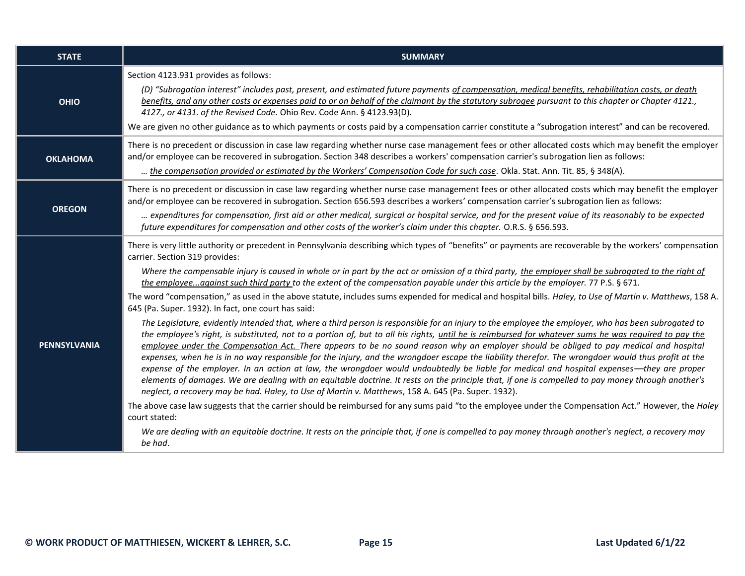| STATE | SUMMARY |
|---|---|
| **OHIO** | Section 4123.931 provides as follows:<br>*(D) "Subrogation interest" includes past, present, and estimated future payments <u>of compensation, medical benefits, rehabilitation costs, or death benefits, and any other costs or expenses paid to or on behalf of the claimant by the statutory subrogee</u> pursuant to this chapter or Chapter 4121., 4127., or 4131. of the Revised Code.* Ohio Rev. Code Ann. § 4123.93(D).<br>We are given no other guidance as to which payments or costs paid by a compensation carrier constitute a "subrogation interest" and can be recovered. |
| **OKLAHOMA** | There is no precedent or discussion in case law regarding whether nurse case management fees or other allocated costs which may benefit the employer and/or employee can be recovered in subrogation. Section 348 describes a workers' compensation carrier's subrogation lien as follows:<br>*… <u>the compensation provided or estimated by the Workers' Compensation Code for such case</u>.* Okla. Stat. Ann. Tit. 85, § 348(A). |
| **OREGON** | There is no precedent or discussion in case law regarding whether nurse case management fees or other allocated costs which may benefit the employer and/or employee can be recovered in subrogation. Section 656.593 describes a workers' compensation carrier's subrogation lien as follows:<br>*… expenditures for compensation, first aid or other medical, surgical or hospital service, and for the present value of its reasonably to be expected future expenditures for compensation and other costs of the worker's claim under this chapter.* O.R.S. § 656.593. |
| **PENNSYLVANIA** | There is very little authority or precedent in Pennsylvania describing which types of "benefits" or payments are recoverable by the workers' compensation carrier. Section 319 provides:<br>*Where the compensable injury is caused in whole or in part by the act or omission of a third party, <u>the employer shall be subrogated to the right of the employee...against such third party</u> to the extent of the compensation payable under this article by the employer.* 77 P.S. § 671.<br>The word "compensation," as used in the above statute, includes sums expended for medical and hospital bills. *Haley, to Use of Martin v. Matthews*, 158 A. 645 (Pa. Super. 1932). In fact, one court has said:<br>*The Legislature, evidently intended that, where a third person is responsible for an injury to the employee the employer, who has been subrogated to the employee's right, is substituted, not to a portion of, but to all his rights, <u>until he is reimbursed for whatever sums he was required to pay the employee under the Compensation Act.</u> There appears to be no sound reason why an employer should be obliged to pay medical and hospital expenses, when he is in no way responsible for the injury, and the wrongdoer escape the liability therefor. The wrongdoer would thus profit at the expense of the employer. In an action at law, the wrongdoer would undoubtedly be liable for medical and hospital expenses—they are proper elements of damages. We are dealing with an equitable doctrine. It rests on the principle that, if one is compelled to pay money through another's neglect, a recovery may be had. Haley, to Use of Martin v. Matthews*, 158 A. 645 (Pa. Super. 1932).<br>The above case law suggests that the carrier should be reimbursed for any sums paid "to the employee under the Compensation Act." However, the *Haley* court stated:<br>*We are dealing with an equitable doctrine. It rests on the principle that, if one is compelled to pay money through another's neglect, a recovery may be had*. |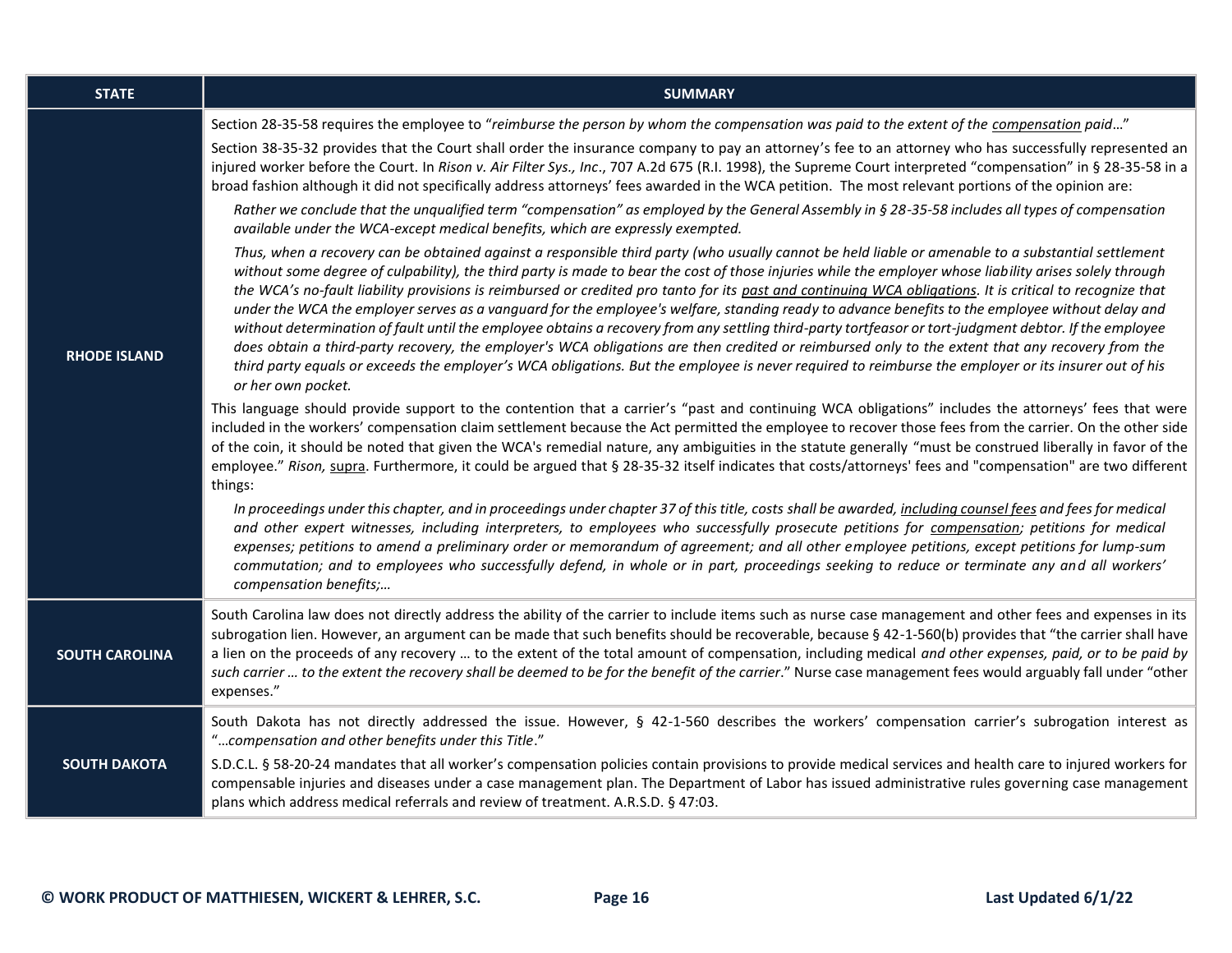| STATE | SUMMARY |
|---|---|
| **RHODE ISLAND** | Section 28-35-58 requires the employee to "*reimburse the person by whom the compensation was paid to the extent of the* <u>*compensation*</u> *paid*…"<br><br>Section 38-35-32 provides that the Court shall order the insurance company to pay an attorney's fee to an attorney who has successfully represented an injured worker before the Court. In *Rison v. Air Filter Sys., Inc*., 707 A.2d 675 (R.I. 1998), the Supreme Court interpreted "compensation" in § 28-35-58 in a broad fashion although it did not specifically address attorneys' fees awarded in the WCA petition. The most relevant portions of the opinion are:<br><br>*Rather we conclude that the unqualified term "compensation" as employed by the General Assembly in § 28-35-58 includes all types of compensation available under the WCA-except medical benefits, which are expressly exempted.*<br><br>*Thus, when a recovery can be obtained against a responsible third party (who usually cannot be held liable or amenable to a substantial settlement without some degree of culpability), the third party is made to bear the cost of those injuries while the employer whose liability arises solely through the WCA's no-fault liability provisions is reimbursed or credited pro tanto for its* <u>*past and continuing WCA obligations*</u>*. It is critical to recognize that under the WCA the employer serves as a vanguard for the employee's welfare, standing ready to advance benefits to the employee without delay and without determination of fault until the employee obtains a recovery from any settling third-party tortfeasor or tort-judgment debtor. If the employee does obtain a third-party recovery, the employer's WCA obligations are then credited or reimbursed only to the extent that any recovery from the third party equals or exceeds the employer's WCA obligations. But the employee is never required to reimburse the employer or its insurer out of his or her own pocket.*<br><br>This language should provide support to the contention that a carrier's "past and continuing WCA obligations" includes the attorneys' fees that were included in the workers' compensation claim settlement because the Act permitted the employee to recover those fees from the carrier. On the other side of the coin, it should be noted that given the WCA's remedial nature, any ambiguities in the statute generally "must be construed liberally in favor of the employee." *Rison,* <u>supra</u>. Furthermore, it could be argued that § 28-35-32 itself indicates that costs/attorneys' fees and "compensation" are two different things:<br><br>*In proceedings under this chapter, and in proceedings under chapter 37 of this title, costs shall be awarded,* <u>*including counsel fees*</u> *and fees for medical and other expert witnesses, including interpreters, to employees who successfully prosecute petitions for* <u>*compensation*</u>*; petitions for medical expenses; petitions to amend a preliminary order or memorandum of agreement; and all other employee petitions, except petitions for lump-sum commutation; and to employees who successfully defend, in whole or in part, proceedings seeking to reduce or terminate any and all workers' compensation benefits;…* |
| **SOUTH CAROLINA** | South Carolina law does not directly address the ability of the carrier to include items such as nurse case management and other fees and expenses in its subrogation lien. However, an argument can be made that such benefits should be recoverable, because § 42-1-560(b) provides that "the carrier shall have a lien on the proceeds of any recovery … to the extent of the total amount of compensation, including medical *and other expenses, paid, or to be paid by such carrier … to the extent the recovery shall be deemed to be for the benefit of the carrier*." Nurse case management fees would arguably fall under "other expenses." |
| **SOUTH DAKOTA** | South Dakota has not directly addressed the issue. However, § 42-1-560 describes the workers' compensation carrier's subrogation interest as "*…compensation and other benefits under this Title*."<br><br>S.D.C.L. § 58-20-24 mandates that all worker's compensation policies contain provisions to provide medical services and health care to injured workers for compensable injuries and diseases under a case management plan. The Department of Labor has issued administrative rules governing case management plans which address medical referrals and review of treatment. A.R.S.D. § 47:03. |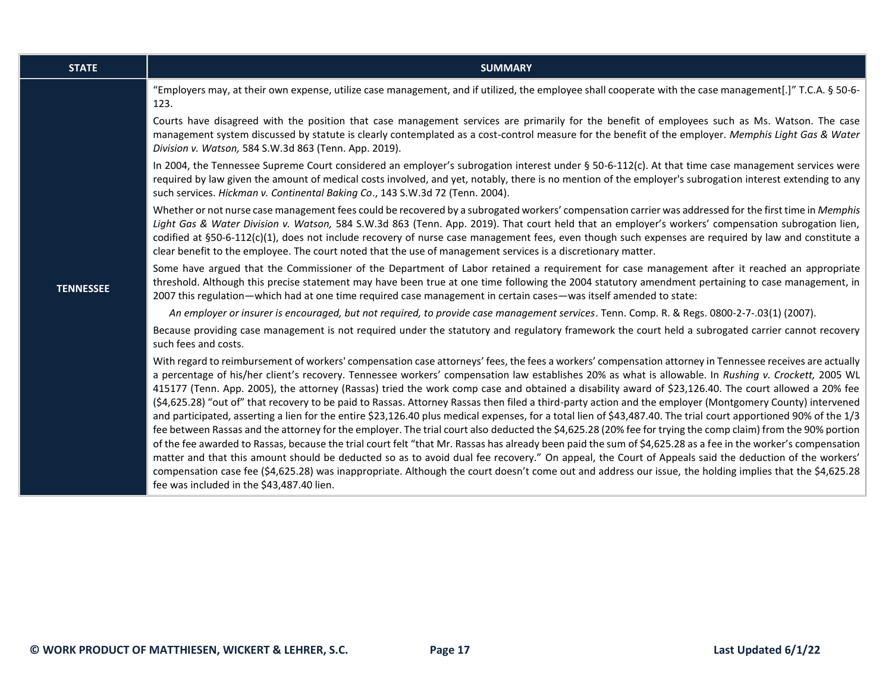| STATE | SUMMARY |
|---|---|
| **TENNESSEE** | "Employers may, at their own expense, utilize case management, and if utilized, the employee shall cooperate with the case management[.]" T.C.A. § 50-6-123.<br><br>Courts have disagreed with the position that case management services are primarily for the benefit of employees such as Ms. Watson. The case management system discussed by statute is clearly contemplated as a cost-control measure for the benefit of the employer. *Memphis Light Gas & Water Division v. Watson,* 584 S.W.3d 863 (Tenn. App. 2019).<br><br>In 2004, the Tennessee Supreme Court considered an employer's subrogation interest under § 50-6-112(c). At that time case management services were required by law given the amount of medical costs involved, and yet, notably, there is no mention of the employer's subrogation interest extending to any such services. *Hickman v. Continental Baking Co*., 143 S.W.3d 72 (Tenn. 2004).<br><br>Whether or not nurse case management fees could be recovered by a subrogated workers' compensation carrier was addressed for the first time in *Memphis Light Gas & Water Division v. Watson,* 584 S.W.3d 863 (Tenn. App. 2019). That court held that an employer's workers' compensation subrogation lien, codified at §50-6-112(c)(1), does not include recovery of nurse case management fees, even though such expenses are required by law and constitute a clear benefit to the employee. The court noted that the use of management services is a discretionary matter.<br><br>Some have argued that the Commissioner of the Department of Labor retained a requirement for case management after it reached an appropriate threshold. Although this precise statement may have been true at one time following the 2004 statutory amendment pertaining to case management, in 2007 this regulation—which had at one time required case management in certain cases—was itself amended to state:<br><br>*An employer or insurer is encouraged, but not required, to provide case management services*. Tenn. Comp. R. & Regs. 0800-2-7-.03(1) (2007).<br><br>Because providing case management is not required under the statutory and regulatory framework the court held a subrogated carrier cannot recovery such fees and costs.<br><br>With regard to reimbursement of workers' compensation case attorneys' fees, the fees a workers' compensation attorney in Tennessee receives are actually a percentage of his/her client's recovery. Tennessee workers' compensation law establishes 20% as what is allowable. In *Rushing v. Crockett,* 2005 WL 415177 (Tenn. App. 2005), the attorney (Rassas) tried the work comp case and obtained a disability award of $23,126.40. The court allowed a 20% fee ($4,625.28) "out of" that recovery to be paid to Rassas. Attorney Rassas then filed a third-party action and the employer (Montgomery County) intervened and participated, asserting a lien for the entire $23,126.40 plus medical expenses, for a total lien of $43,487.40. The trial court apportioned 90% of the 1/3 fee between Rassas and the attorney for the employer. The trial court also deducted the $4,625.28 (20% fee for trying the comp claim) from the 90% portion of the fee awarded to Rassas, because the trial court felt "that Mr. Rassas has already been paid the sum of $4,625.28 as a fee in the worker's compensation matter and that this amount should be deducted so as to avoid dual fee recovery." On appeal, the Court of Appeals said the deduction of the workers' compensation case fee ($4,625.28) was inappropriate. Although the court doesn't come out and address our issue, the holding implies that the $4,625.28 fee was included in the $43,487.40 lien. |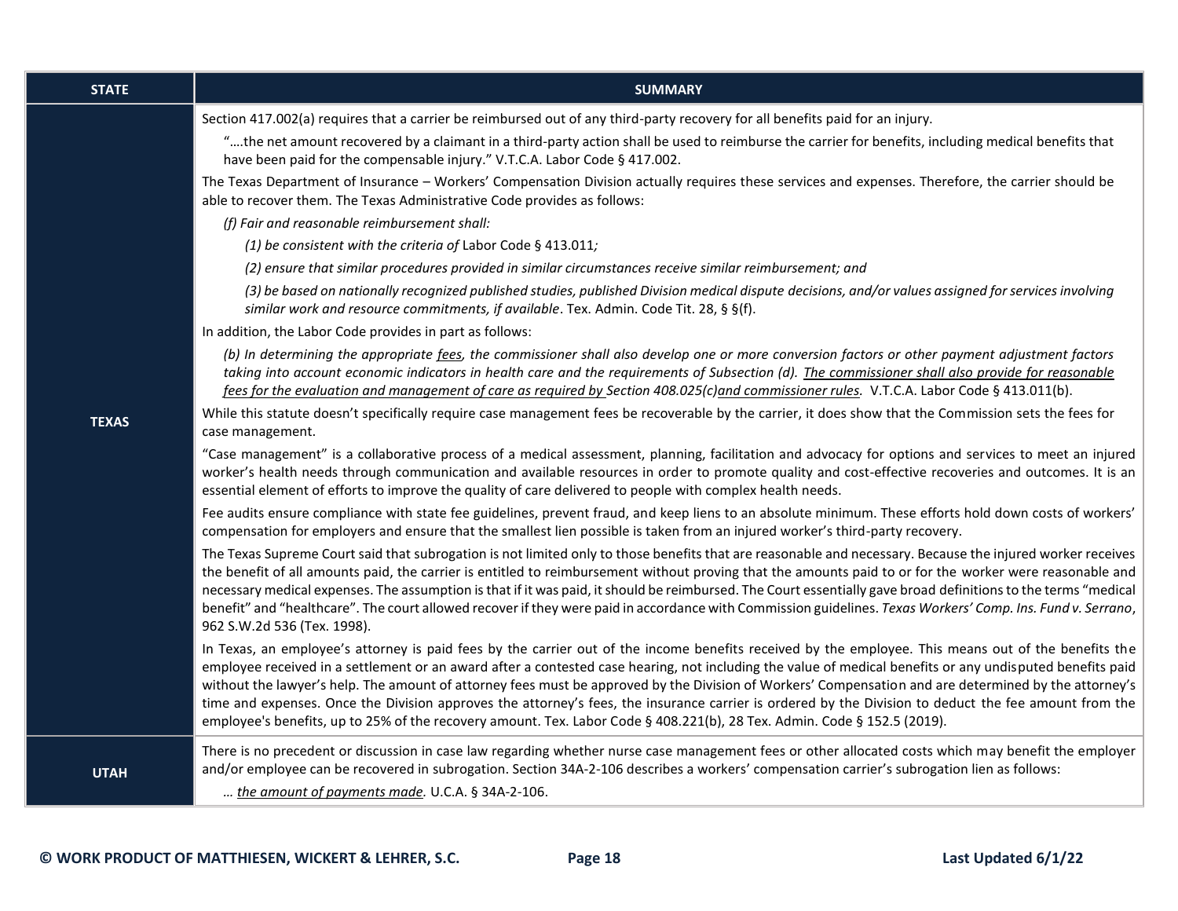| STATE | SUMMARY |
|---|---|
| **TEXAS** | Section 417.002(a) requires that a carrier be reimbursed out of any third-party recovery for all benefits paid for an injury.<br><br>"….the net amount recovered by a claimant in a third-party action shall be used to reimburse the carrier for benefits, including medical benefits that have been paid for the compensable injury." V.T.C.A. Labor Code § 417.002.<br><br>The Texas Department of Insurance – Workers' Compensation Division actually requires these services and expenses. Therefore, the carrier should be able to recover them. The Texas Administrative Code provides as follows:<br><br>*(f) Fair and reasonable reimbursement shall:*<br><br>*(1) be consistent with the criteria of* Labor Code § 413.011*;*<br><br>*(2) ensure that similar procedures provided in similar circumstances receive similar reimbursement; and*<br><br>*(3) be based on nationally recognized published studies, published Division medical dispute decisions, and/or values assigned for services involving similar work and resource commitments, if available*. Tex. Admin. Code Tit. 28, § §(f).<br><br>In addition, the Labor Code provides in part as follows:<br><br>*(b) In determining the appropriate <u>fees</u>, the commissioner shall also develop one or more conversion factors or other payment adjustment factors taking into account economic indicators in health care and the requirements of Subsection (d). <u>The commissioner shall also provide for reasonable fees for the evaluation and management of care as required by</u>* <u>Section 408.025(c)</u>*<u>and commissioner rules</u>.* V.T.C.A. Labor Code § 413.011(b).<br><br>While this statute doesn't specifically require case management fees be recoverable by the carrier, it does show that the Commission sets the fees for case management.<br><br>"Case management" is a collaborative process of a medical assessment, planning, facilitation and advocacy for options and services to meet an injured worker's health needs through communication and available resources in order to promote quality and cost-effective recoveries and outcomes. It is an essential element of efforts to improve the quality of care delivered to people with complex health needs.<br><br>Fee audits ensure compliance with state fee guidelines, prevent fraud, and keep liens to an absolute minimum. These efforts hold down costs of workers' compensation for employers and ensure that the smallest lien possible is taken from an injured worker's third-party recovery.<br><br>The Texas Supreme Court said that subrogation is not limited only to those benefits that are reasonable and necessary. Because the injured worker receives the benefit of all amounts paid, the carrier is entitled to reimbursement without proving that the amounts paid to or for the worker were reasonable and necessary medical expenses. The assumption is that if it was paid, it should be reimbursed. The Court essentially gave broad definitions to the terms "medical benefit" and "healthcare". The court allowed recover if they were paid in accordance with Commission guidelines. *Texas Workers' Comp. Ins. Fund v. Serrano*, 962 S.W.2d 536 (Tex. 1998).<br><br>In Texas, an employee's attorney is paid fees by the carrier out of the income benefits received by the employee. This means out of the benefits the employee received in a settlement or an award after a contested case hearing, not including the value of medical benefits or any undisputed benefits paid without the lawyer's help. The amount of attorney fees must be approved by the Division of Workers' Compensation and are determined by the attorney's time and expenses. Once the Division approves the attorney's fees, the insurance carrier is ordered by the Division to deduct the fee amount from the employee's benefits, up to 25% of the recovery amount. Tex. Labor Code § 408.221(b), 28 Tex. Admin. Code § 152.5 (2019). |
| **UTAH** | There is no precedent or discussion in case law regarding whether nurse case management fees or other allocated costs which may benefit the employer and/or employee can be recovered in subrogation. Section 34A-2-106 describes a workers' compensation carrier's subrogation lien as follows:<br><br>*… <u>the amount of payments made</u>.* U.C.A. § 34A-2-106. |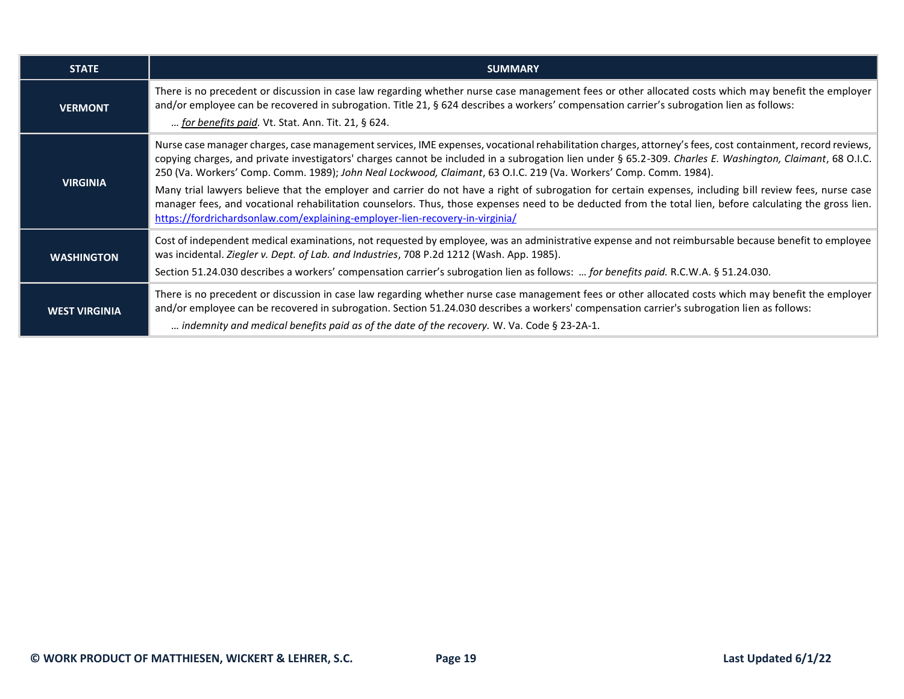| STATE | SUMMARY |
| --- | --- |
| **VERMONT** | There is no precedent or discussion in case law regarding whether nurse case management fees or other allocated costs which may benefit the employer and/or employee can be recovered in subrogation. Title 21, § 624 describes a workers' compensation carrier's subrogation lien as follows:<br>*… for benefits paid.* Vt. Stat. Ann. Tit. 21, § 624. |
| **VIRGINIA** | Nurse case manager charges, case management services, IME expenses, vocational rehabilitation charges, attorney's fees, cost containment, record reviews, copying charges, and private investigators' charges cannot be included in a subrogation lien under § 65.2-309. *Charles E. Washington, Claimant*, 68 O.I.C. 250 (Va. Workers' Comp. Comm. 1989); *John Neal Lockwood, Claimant*, 63 O.I.C. 219 (Va. Workers' Comp. Comm. 1984).<br>Many trial lawyers believe that the employer and carrier do not have a right of subrogation for certain expenses, including bill review fees, nurse case manager fees, and vocational rehabilitation counselors. Thus, those expenses need to be deducted from the total lien, before calculating the gross lien. https://fordrichardsonlaw.com/explaining-employer-lien-recovery-in-virginia/ |
| **WASHINGTON** | Cost of independent medical examinations, not requested by employee, was an administrative expense and not reimbursable because benefit to employee was incidental. *Ziegler v. Dept. of Lab. and Industries*, 708 P.2d 1212 (Wash. App. 1985).<br>Section 51.24.030 describes a workers' compensation carrier's subrogation lien as follows: *… for benefits paid.* R.C.W.A. § 51.24.030. |
| **WEST VIRGINIA** | There is no precedent or discussion in case law regarding whether nurse case management fees or other allocated costs which may benefit the employer and/or employee can be recovered in subrogation. Section 51.24.030 describes a workers' compensation carrier's subrogation lien as follows:<br>*… indemnity and medical benefits paid as of the date of the recovery.* W. Va. Code § 23-2A-1. |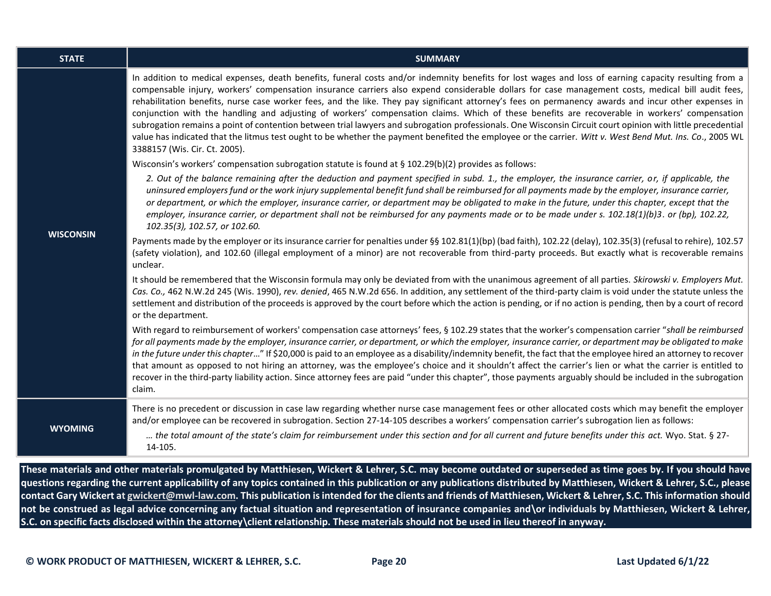| STATE | SUMMARY |
| --- | --- |
| **WISCONSIN** | In addition to medical expenses, death benefits, funeral costs and/or indemnity benefits for lost wages and loss of earning capacity resulting from a compensable injury, workers' compensation insurance carriers also expend considerable dollars for case management costs, medical bill audit fees, rehabilitation benefits, nurse case worker fees, and the like. They pay significant attorney's fees on permanency awards and incur other expenses in conjunction with the handling and adjusting of workers' compensation claims. Which of these benefits are recoverable in workers' compensation subrogation remains a point of contention between trial lawyers and subrogation professionals. One Wisconsin Circuit court opinion with little precedential value has indicated that the litmus test ought to be whether the payment benefited the employee or the carrier. *Witt v. West Bend Mut. Ins. Co*., 2005 WL 3388157 (Wis. Cir. Ct. 2005).<br><br>Wisconsin's workers' compensation subrogation statute is found at § 102.29(b)(2) provides as follows:<br><br>*2. Out of the balance remaining after the deduction and payment specified in subd. 1., the employer, the insurance carrier, or, if applicable, the uninsured employers fund or the work injury supplemental benefit fund shall be reimbursed for all payments made by the employer, insurance carrier, or department, or which the employer, insurance carrier, or department may be obligated to make in the future, under this chapter, except that the employer, insurance carrier, or department shall not be reimbursed for any payments made or to be made under s. 102.18(1)(b)3. or (bp), 102.22, 102.35(3), 102.57, or 102.60.*<br><br>Payments made by the employer or its insurance carrier for penalties under §§ 102.81(1)(bp) (bad faith), 102.22 (delay), 102.35(3) (refusal to rehire), 102.57 (safety violation), and 102.60 (illegal employment of a minor) are not recoverable from third-party proceeds. But exactly what is recoverable remains unclear.<br><br>It should be remembered that the Wisconsin formula may only be deviated from with the unanimous agreement of all parties. *Skirowski v. Employers Mut. Cas. Co.,* 462 N.W.2d 245 (Wis. 1990), *rev. denied*, 465 N.W.2d 656. In addition, any settlement of the third-party claim is void under the statute unless the settlement and distribution of the proceeds is approved by the court before which the action is pending, or if no action is pending, then by a court of record or the department.<br><br>With regard to reimbursement of workers' compensation case attorneys' fees, § 102.29 states that the worker's compensation carrier "*shall be reimbursed for all payments made by the employer, insurance carrier, or department, or which the employer, insurance carrier, or department may be obligated to make in the future under this chapter*…" If $20,000 is paid to an employee as a disability/indemnity benefit, the fact that the employee hired an attorney to recover that amount as opposed to not hiring an attorney, was the employee's choice and it shouldn't affect the carrier's lien or what the carrier is entitled to recover in the third-party liability action. Since attorney fees are paid "under this chapter", those payments arguably should be included in the subrogation claim. |
| **WYOMING** | There is no precedent or discussion in case law regarding whether nurse case management fees or other allocated costs which may benefit the employer and/or employee can be recovered in subrogation. Section 27-14-105 describes a workers' compensation carrier's subrogation lien as follows:<br><br>*… the total amount of the state's claim for reimbursement under this section and for all current and future benefits under this act.* Wyo. Stat. § 27-14-105. |

**These materials and other materials promulgated by Matthiesen, Wickert & Lehrer, S.C. may become outdated or superseded as time goes by. If you should have questions regarding the current applicability of any topics contained in this publication or any publications distributed by Matthiesen, Wickert & Lehrer, S.C., please contact Gary Wickert at gwickert@mwl-law.com. This publication is intended for the clients and friends of Matthiesen, Wickert & Lehrer, S.C. This information should not be construed as legal advice concerning any factual situation and representation of insurance companies and\or individuals by Matthiesen, Wickert & Lehrer, S.C. on specific facts disclosed within the attorney\client relationship. These materials should not be used in lieu thereof in anyway.**